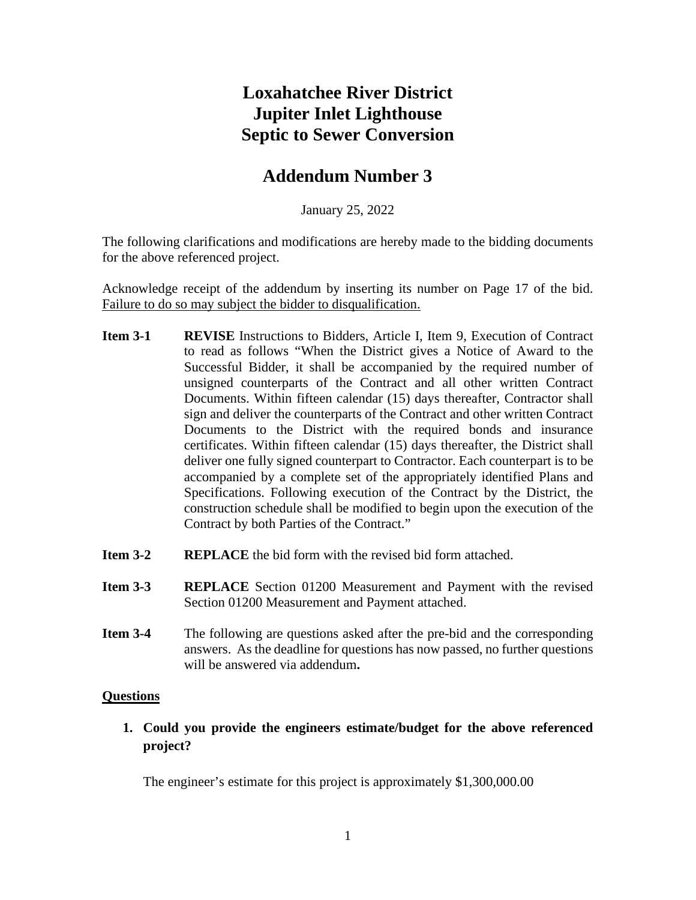# Loxahatchee River District
# Jupiter Inlet Lighthouse
# Septic to Sewer Conversion

## Addendum Number 3

January 25, 2022

The following clarifications and modifications are hereby made to the bidding documents for the above referenced project.

Acknowledge receipt of the addendum by inserting its number on Page 17 of the bid. Failure to do so may subject the bidder to disqualification.

**Item 3-1** **REVISE** Instructions to Bidders, Article I, Item 9, Execution of Contract to read as follows "When the District gives a Notice of Award to the Successful Bidder, it shall be accompanied by the required number of unsigned counterparts of the Contract and all other written Contract Documents. Within fifteen calendar (15) days thereafter, Contractor shall sign and deliver the counterparts of the Contract and other written Contract Documents to the District with the required bonds and insurance certificates. Within fifteen calendar (15) days thereafter, the District shall deliver one fully signed counterpart to Contractor. Each counterpart is to be accompanied by a complete set of the appropriately identified Plans and Specifications. Following execution of the Contract by the District, the construction schedule shall be modified to begin upon the execution of the Contract by both Parties of the Contract."

**Item 3-2** **REPLACE** the bid form with the revised bid form attached.

**Item 3-3** **REPLACE** Section 01200 Measurement and Payment with the revised Section 01200 Measurement and Payment attached.

**Item 3-4** The following are questions asked after the pre-bid and the corresponding answers. As the deadline for questions has now passed, no further questions will be answered via addendum**.**

**Questions**

1. **Could you provide the engineers estimate/budget for the above referenced project?**

   The engineer's estimate for this project is approximately $1,300,000.00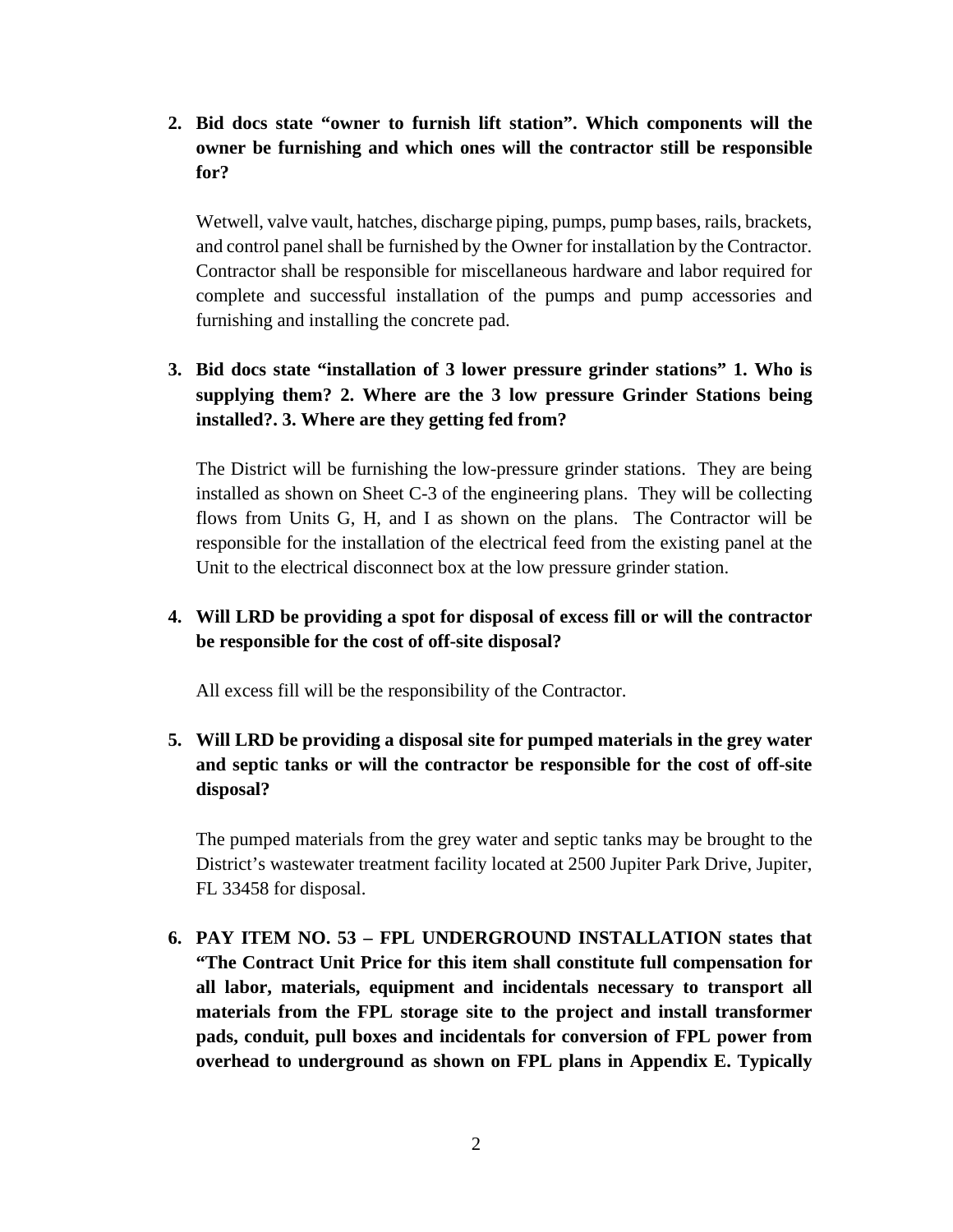2. **Bid docs state "owner to furnish lift station". Which components will the owner be furnishing and which ones will the contractor still be responsible for?**

   Wetwell, valve vault, hatches, discharge piping, pumps, pump bases, rails, brackets, and control panel shall be furnished by the Owner for installation by the Contractor. Contractor shall be responsible for miscellaneous hardware and labor required for complete and successful installation of the pumps and pump accessories and furnishing and installing the concrete pad.

3. **Bid docs state "installation of 3 lower pressure grinder stations" 1. Who is supplying them? 2. Where are the 3 low pressure Grinder Stations being installed?. 3. Where are they getting fed from?**

   The District will be furnishing the low-pressure grinder stations. They are being installed as shown on Sheet C-3 of the engineering plans. They will be collecting flows from Units G, H, and I as shown on the plans. The Contractor will be responsible for the installation of the electrical feed from the existing panel at the Unit to the electrical disconnect box at the low pressure grinder station.

4. **Will LRD be providing a spot for disposal of excess fill or will the contractor be responsible for the cost of off-site disposal?**

   All excess fill will be the responsibility of the Contractor.

5. **Will LRD be providing a disposal site for pumped materials in the grey water and septic tanks or will the contractor be responsible for the cost of off-site disposal?**

   The pumped materials from the grey water and septic tanks may be brought to the District's wastewater treatment facility located at 2500 Jupiter Park Drive, Jupiter, FL 33458 for disposal.

6. **PAY ITEM NO. 53 – FPL UNDERGROUND INSTALLATION states that "The Contract Unit Price for this item shall constitute full compensation for all labor, materials, equipment and incidentals necessary to transport all materials from the FPL storage site to the project and install transformer pads, conduit, pull boxes and incidentals for conversion of FPL power from overhead to underground as shown on FPL plans in Appendix E. Typically**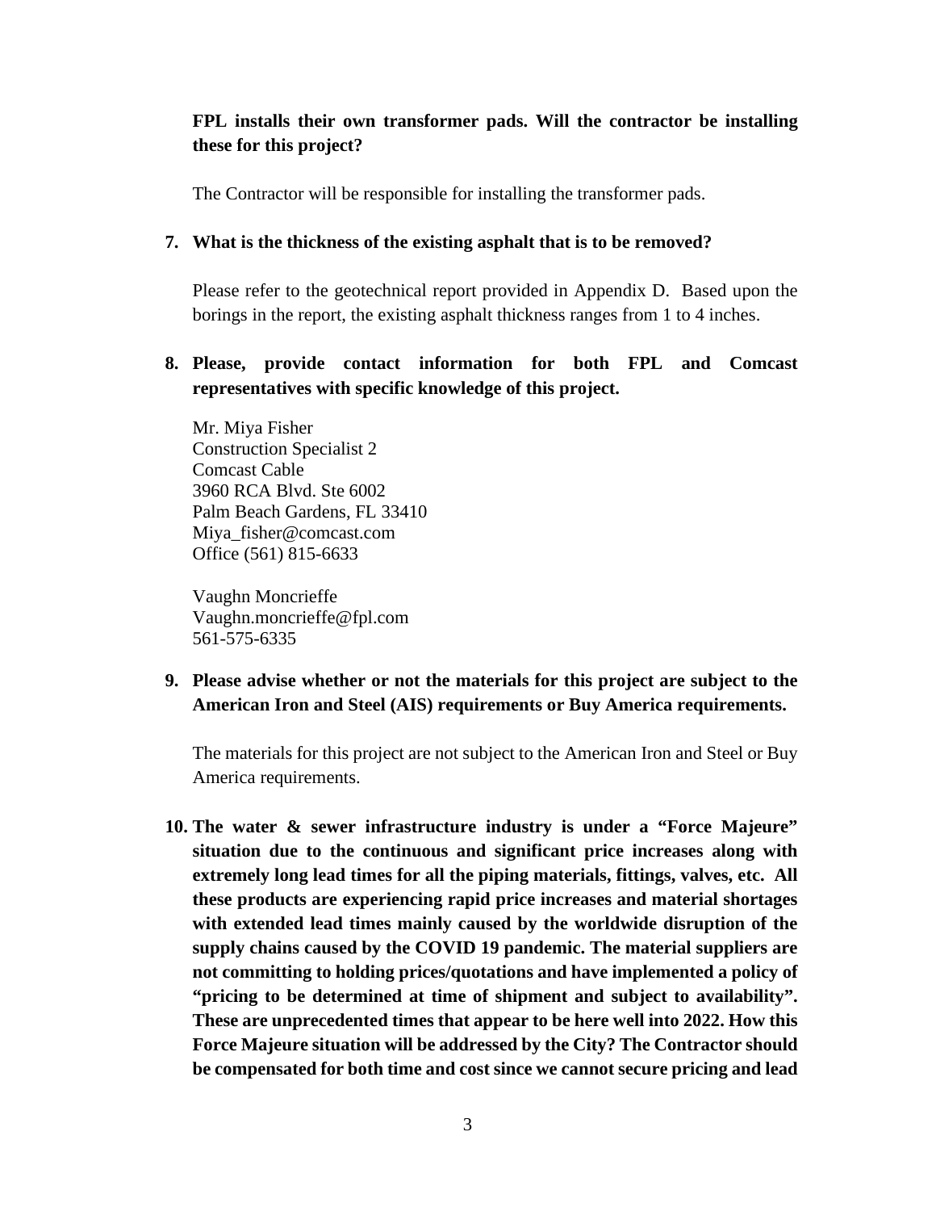**FPL installs their own transformer pads. Will the contractor be installing these for this project?**

The Contractor will be responsible for installing the transformer pads.

7. **What is the thickness of the existing asphalt that is to be removed?**

   Please refer to the geotechnical report provided in Appendix D. Based upon the borings in the report, the existing asphalt thickness ranges from 1 to 4 inches.

8. **Please, provide contact information for both FPL and Comcast representatives with specific knowledge of this project.**

   Mr. Miya Fisher
   Construction Specialist 2
   Comcast Cable
   3960 RCA Blvd. Ste 6002
   Palm Beach Gardens, FL 33410
   Miya_fisher@comcast.com
   Office (561) 815-6633

   Vaughn Moncrieffe
   Vaughn.moncrieffe@fpl.com
   561-575-6335

9. **Please advise whether or not the materials for this project are subject to the American Iron and Steel (AIS) requirements or Buy America requirements.**

   The materials for this project are not subject to the American Iron and Steel or Buy America requirements.

10. **The water & sewer infrastructure industry is under a "Force Majeure" situation due to the continuous and significant price increases along with extremely long lead times for all the piping materials, fittings, valves, etc. All these products are experiencing rapid price increases and material shortages with extended lead times mainly caused by the worldwide disruption of the supply chains caused by the COVID 19 pandemic. The material suppliers are not committing to holding prices/quotations and have implemented a policy of "pricing to be determined at time of shipment and subject to availability". These are unprecedented times that appear to be here well into 2022. How this Force Majeure situation will be addressed by the City? The Contractor should be compensated for both time and cost since we cannot secure pricing and lead**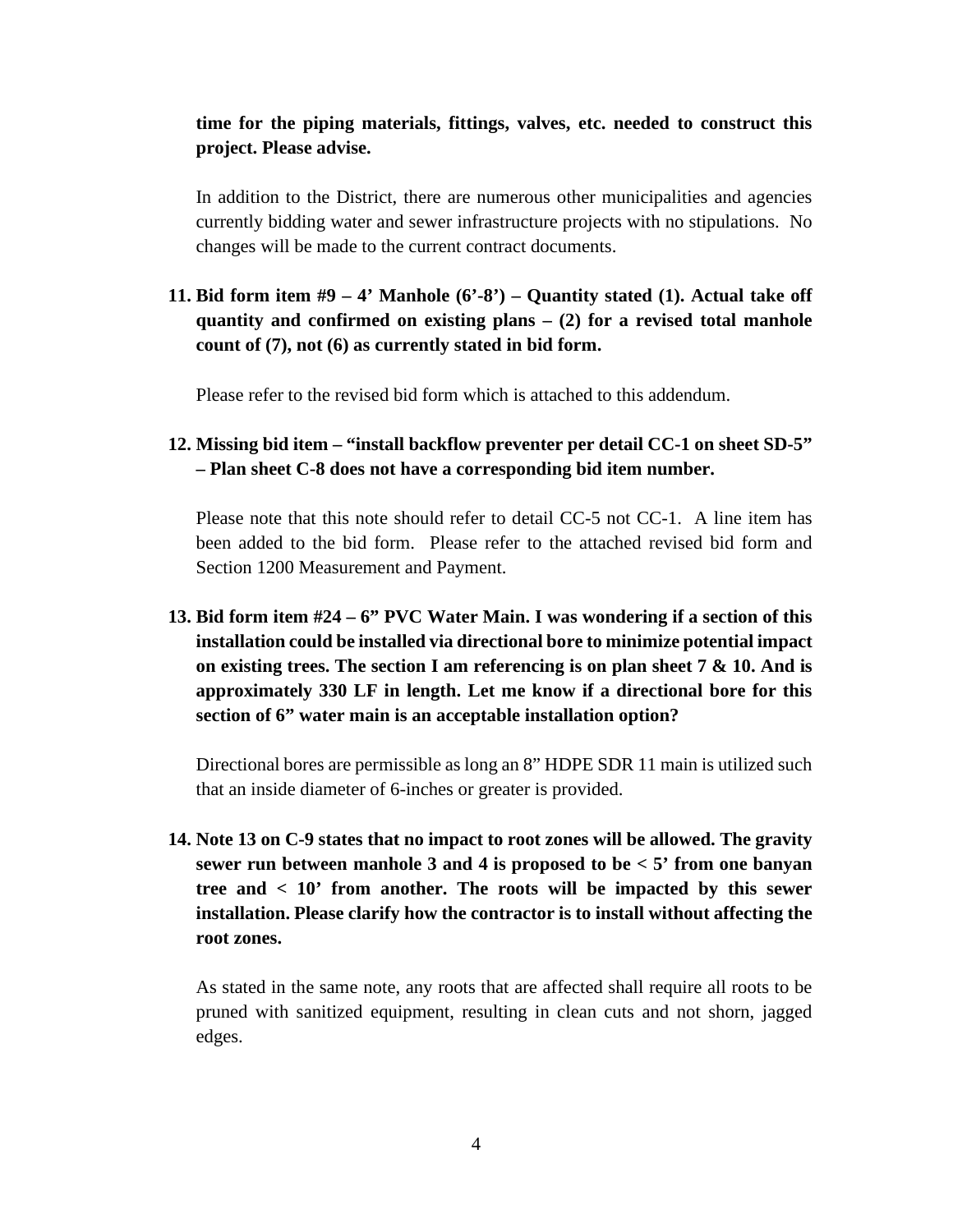**time for the piping materials, fittings, valves, etc. needed to construct this project. Please advise.**

In addition to the District, there are numerous other municipalities and agencies currently bidding water and sewer infrastructure projects with no stipulations. No changes will be made to the current contract documents.

11. **Bid form item #9 – 4’ Manhole (6’-8’) – Quantity stated (1). Actual take off quantity and confirmed on existing plans – (2) for a revised total manhole count of (7), not (6) as currently stated in bid form.**

    Please refer to the revised bid form which is attached to this addendum.

12. **Missing bid item – “install backflow preventer per detail CC-1 on sheet SD-5” – Plan sheet C-8 does not have a corresponding bid item number.**

    Please note that this note should refer to detail CC-5 not CC-1. A line item has been added to the bid form. Please refer to the attached revised bid form and Section 1200 Measurement and Payment.

13. **Bid form item #24 – 6” PVC Water Main. I was wondering if a section of this installation could be installed via directional bore to minimize potential impact on existing trees. The section I am referencing is on plan sheet 7 & 10. And is approximately 330 LF in length. Let me know if a directional bore for this section of 6” water main is an acceptable installation option?**

    Directional bores are permissible as long an 8” HDPE SDR 11 main is utilized such that an inside diameter of 6-inches or greater is provided.

14. **Note 13 on C-9 states that no impact to root zones will be allowed. The gravity sewer run between manhole 3 and 4 is proposed to be < 5’ from one banyan tree and < 10’ from another. The roots will be impacted by this sewer installation. Please clarify how the contractor is to install without affecting the root zones.**

    As stated in the same note, any roots that are affected shall require all roots to be pruned with sanitized equipment, resulting in clean cuts and not shorn, jagged edges.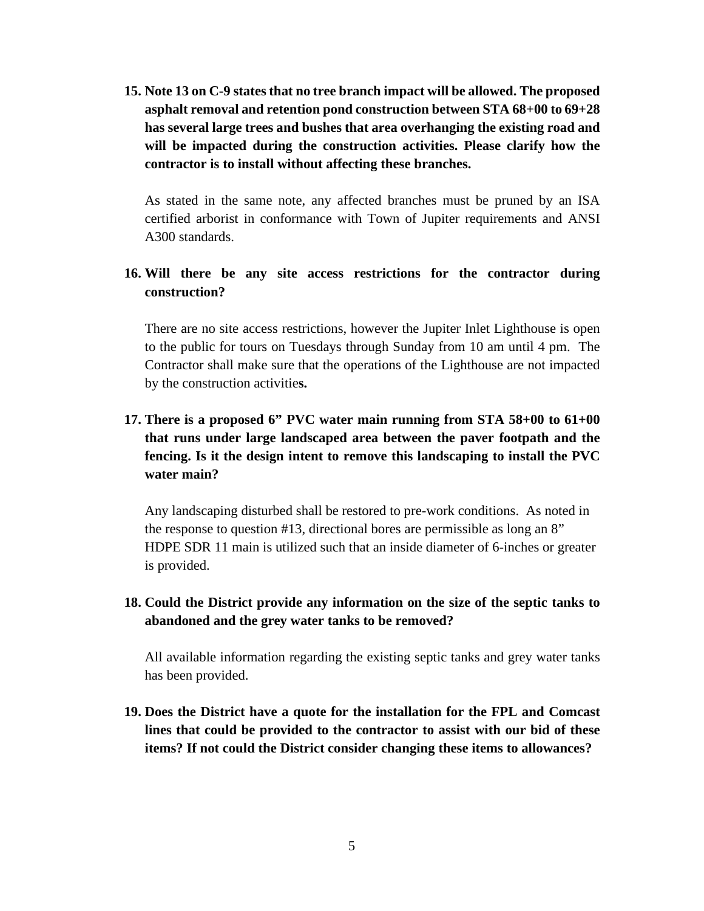15. **Note 13 on C-9 states that no tree branch impact will be allowed. The proposed asphalt removal and retention pond construction between STA 68+00 to 69+28 has several large trees and bushes that area overhanging the existing road and will be impacted during the construction activities. Please clarify how the contractor is to install without affecting these branches.**

    As stated in the same note, any affected branches must be pruned by an ISA certified arborist in conformance with Town of Jupiter requirements and ANSI A300 standards.

16. **Will there be any site access restrictions for the contractor during construction?**

    There are no site access restrictions, however the Jupiter Inlet Lighthouse is open to the public for tours on Tuesdays through Sunday from 10 am until 4 pm. The Contractor shall make sure that the operations of the Lighthouse are not impacted by the construction activitie**s.**

17. **There is a proposed 6" PVC water main running from STA 58+00 to 61+00 that runs under large landscaped area between the paver footpath and the fencing. Is it the design intent to remove this landscaping to install the PVC water main?**

    Any landscaping disturbed shall be restored to pre-work conditions. As noted in the response to question #13, directional bores are permissible as long an 8" HDPE SDR 11 main is utilized such that an inside diameter of 6-inches or greater is provided.

18. **Could the District provide any information on the size of the septic tanks to abandoned and the grey water tanks to be removed?**

    All available information regarding the existing septic tanks and grey water tanks has been provided.

19. **Does the District have a quote for the installation for the FPL and Comcast lines that could be provided to the contractor to assist with our bid of these items? If not could the District consider changing these items to allowances?**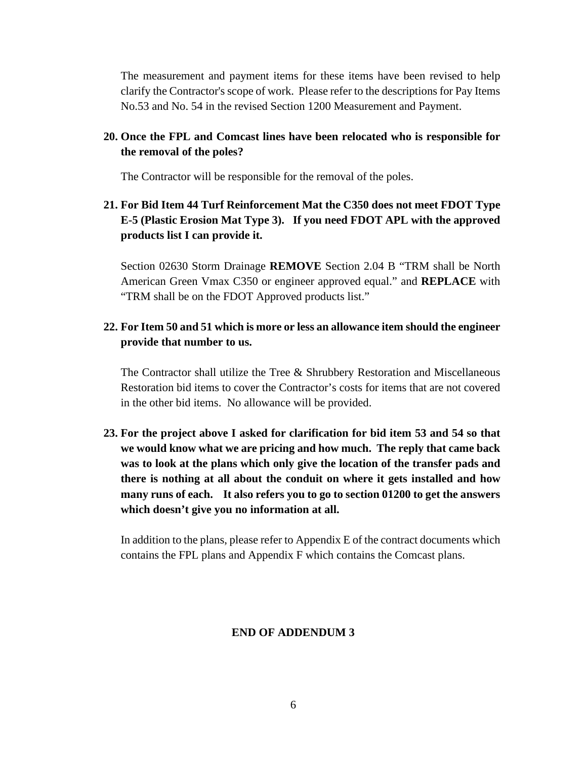The measurement and payment items for these items have been revised to help clarify the Contractor's scope of work. Please refer to the descriptions for Pay Items No.53 and No. 54 in the revised Section 1200 Measurement and Payment.

**20. Once the FPL and Comcast lines have been relocated who is responsible for the removal of the poles?**

The Contractor will be responsible for the removal of the poles.

**21. For Bid Item 44 Turf Reinforcement Mat the C350 does not meet FDOT Type E-5 (Plastic Erosion Mat Type 3). If you need FDOT APL with the approved products list I can provide it.**

Section 02630 Storm Drainage **REMOVE** Section 2.04 B "TRM shall be North American Green Vmax C350 or engineer approved equal." and **REPLACE** with "TRM shall be on the FDOT Approved products list."

**22. For Item 50 and 51 which is more or less an allowance item should the engineer provide that number to us.**

The Contractor shall utilize the Tree & Shrubbery Restoration and Miscellaneous Restoration bid items to cover the Contractor's costs for items that are not covered in the other bid items. No allowance will be provided.

**23. For the project above I asked for clarification for bid item 53 and 54 so that we would know what we are pricing and how much. The reply that came back was to look at the plans which only give the location of the transfer pads and there is nothing at all about the conduit on where it gets installed and how many runs of each. It also refers you to go to section 01200 to get the answers which doesn't give you no information at all.**

In addition to the plans, please refer to Appendix E of the contract documents which contains the FPL plans and Appendix F which contains the Comcast plans.

**END OF ADDENDUM 3**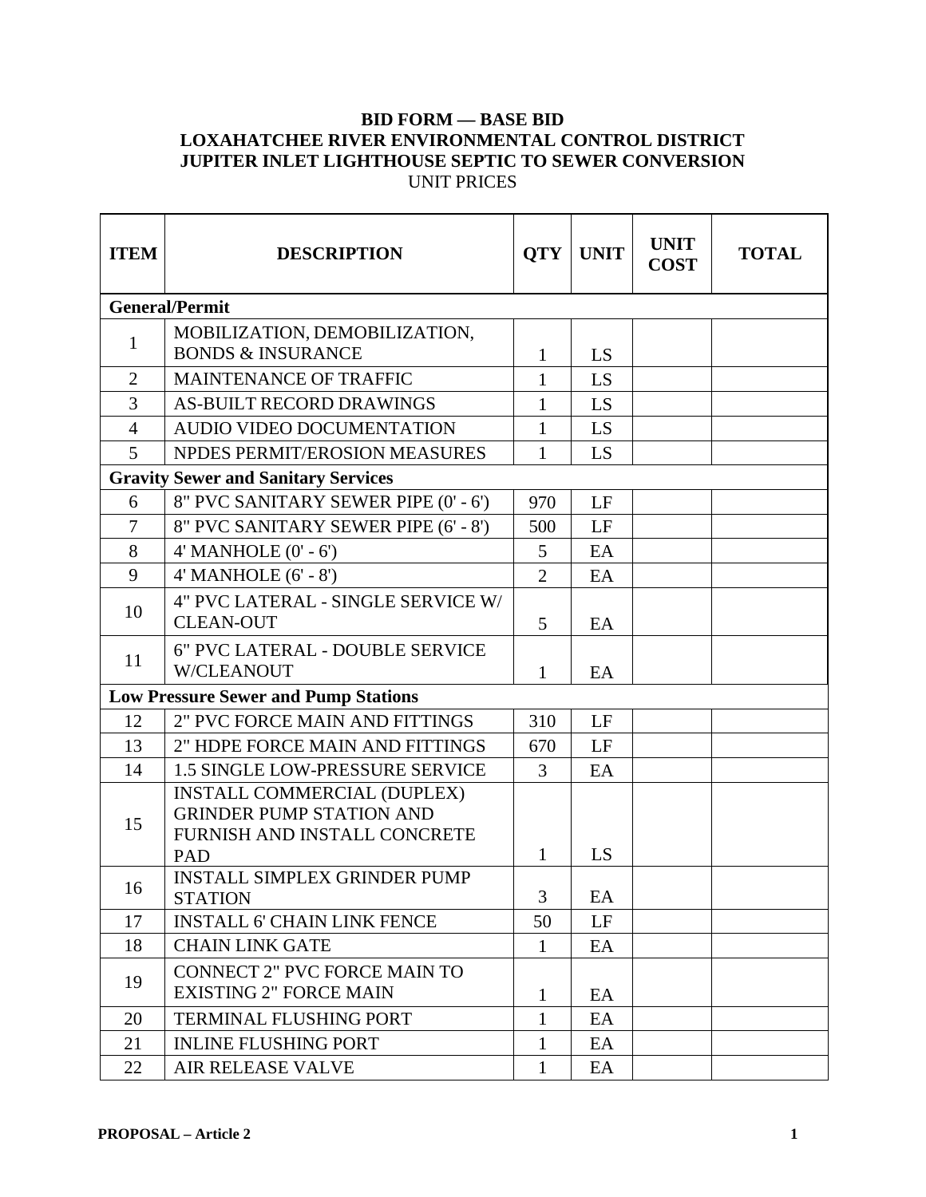**BID FORM — BASE BID**
**LOXAHATCHEE RIVER ENVIRONMENTAL CONTROL DISTRICT**
**JUPITER INLET LIGHTHOUSE SEPTIC TO SEWER CONVERSION**
UNIT PRICES

| ITEM | DESCRIPTION | QTY | UNIT | UNIT COST | TOTAL |
|---|---|---|---|---|---|
| **General/Permit** | | | | | |
| 1 | MOBILIZATION, DEMOBILIZATION, BONDS & INSURANCE | 1 | LS | | |
| 2 | MAINTENANCE OF TRAFFIC | 1 | LS | | |
| 3 | AS-BUILT RECORD DRAWINGS | 1 | LS | | |
| 4 | AUDIO VIDEO DOCUMENTATION | 1 | LS | | |
| 5 | NPDES PERMIT/EROSION MEASURES | 1 | LS | | |
| **Gravity Sewer and Sanitary Services** | | | | | |
| 6 | 8" PVC SANITARY SEWER PIPE (0' - 6') | 970 | LF | | |
| 7 | 8" PVC SANITARY SEWER PIPE (6' - 8') | 500 | LF | | |
| 8 | 4' MANHOLE (0' - 6') | 5 | EA | | |
| 9 | 4' MANHOLE (6' - 8') | 2 | EA | | |
| 10 | 4" PVC LATERAL - SINGLE SERVICE W/ CLEAN-OUT | 5 | EA | | |
| 11 | 6" PVC LATERAL - DOUBLE SERVICE W/CLEANOUT | 1 | EA | | |
| **Low Pressure Sewer and Pump Stations** | | | | | |
| 12 | 2" PVC FORCE MAIN AND FITTINGS | 310 | LF | | |
| 13 | 2" HDPE FORCE MAIN AND FITTINGS | 670 | LF | | |
| 14 | 1.5 SINGLE LOW-PRESSURE SERVICE | 3 | EA | | |
| 15 | INSTALL COMMERCIAL (DUPLEX) GRINDER PUMP STATION AND FURNISH AND INSTALL CONCRETE PAD | 1 | LS | | |
| 16 | INSTALL SIMPLEX GRINDER PUMP STATION | 3 | EA | | |
| 17 | INSTALL 6' CHAIN LINK FENCE | 50 | LF | | |
| 18 | CHAIN LINK GATE | 1 | EA | | |
| 19 | CONNECT 2" PVC FORCE MAIN TO EXISTING 2" FORCE MAIN | 1 | EA | | |
| 20 | TERMINAL FLUSHING PORT | 1 | EA | | |
| 21 | INLINE FLUSHING PORT | 1 | EA | | |
| 22 | AIR RELEASE VALVE | 1 | EA | | |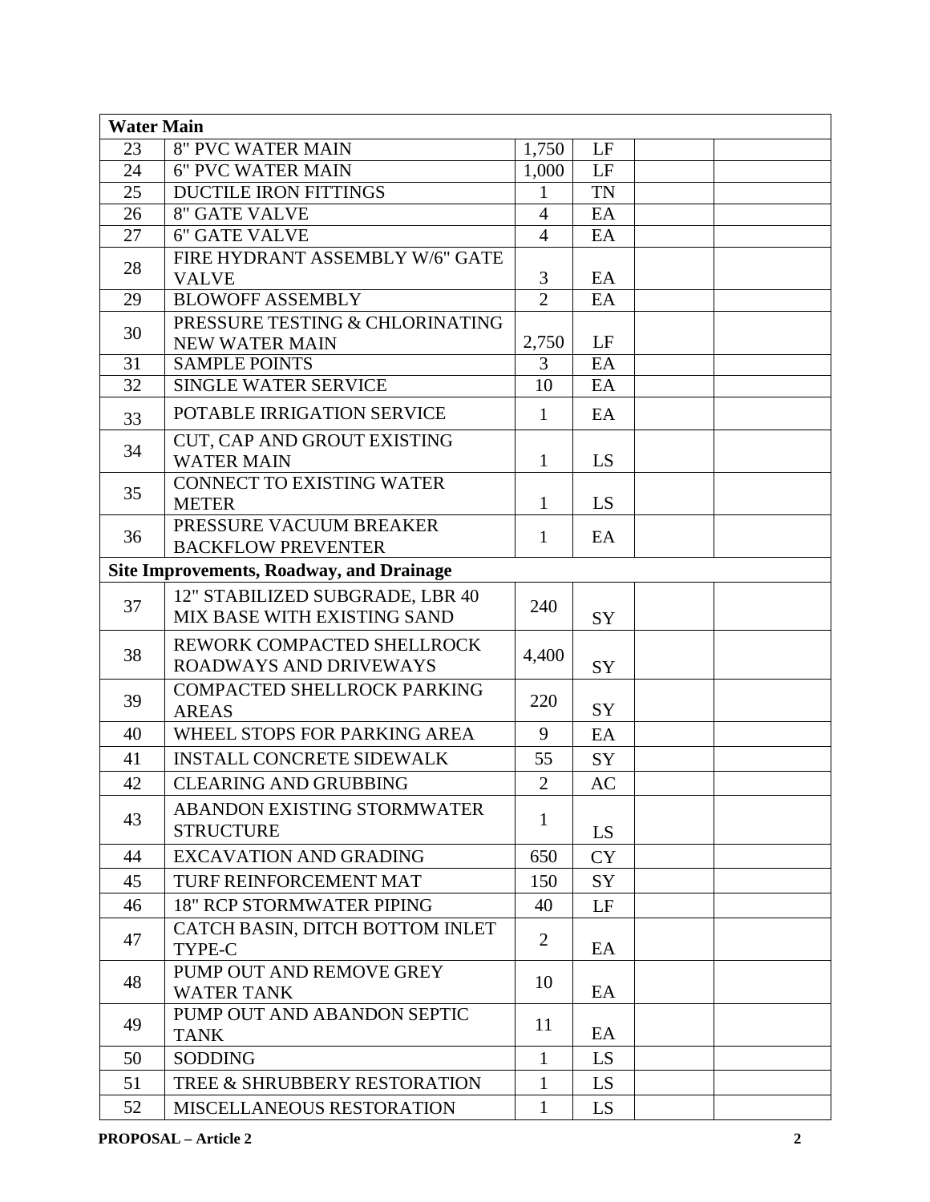| Water Main | | | | | |
|---|---|---|---|---|---|
| 23 | 8" PVC WATER MAIN | 1,750 | LF | | |
| 24 | 6" PVC WATER MAIN | 1,000 | LF | | |
| 25 | DUCTILE IRON FITTINGS | 1 | TN | | |
| 26 | 8" GATE VALVE | 4 | EA | | |
| 27 | 6" GATE VALVE | 4 | EA | | |
| 28 | FIRE HYDRANT ASSEMBLY W/6" GATE VALVE | 3 | EA | | |
| 29 | BLOWOFF ASSEMBLY | 2 | EA | | |
| 30 | PRESSURE TESTING & CHLORINATING NEW WATER MAIN | 2,750 | LF | | |
| 31 | SAMPLE POINTS | 3 | EA | | |
| 32 | SINGLE WATER SERVICE | 10 | EA | | |
| 33 | POTABLE IRRIGATION SERVICE | 1 | EA | | |
| 34 | CUT, CAP AND GROUT EXISTING WATER MAIN | 1 | LS | | |
| 35 | CONNECT TO EXISTING WATER METER | 1 | LS | | |
| 36 | PRESSURE VACUUM BREAKER BACKFLOW PREVENTER | 1 | EA | | |
| **Site Improvements, Roadway, and Drainage** | | | | | |
| 37 | 12" STABILIZED SUBGRADE, LBR 40 MIX BASE WITH EXISTING SAND | 240 | SY | | |
| 38 | REWORK COMPACTED SHELLROCK ROADWAYS AND DRIVEWAYS | 4,400 | SY | | |
| 39 | COMPACTED SHELLROCK PARKING AREAS | 220 | SY | | |
| 40 | WHEEL STOPS FOR PARKING AREA | 9 | EA | | |
| 41 | INSTALL CONCRETE SIDEWALK | 55 | SY | | |
| 42 | CLEARING AND GRUBBING | 2 | AC | | |
| 43 | ABANDON EXISTING STORMWATER STRUCTURE | 1 | LS | | |
| 44 | EXCAVATION AND GRADING | 650 | CY | | |
| 45 | TURF REINFORCEMENT MAT | 150 | SY | | |
| 46 | 18" RCP STORMWATER PIPING | 40 | LF | | |
| 47 | CATCH BASIN, DITCH BOTTOM INLET TYPE-C | 2 | EA | | |
| 48 | PUMP OUT AND REMOVE GREY WATER TANK | 10 | EA | | |
| 49 | PUMP OUT AND ABANDON SEPTIC TANK | 11 | EA | | |
| 50 | SODDING | 1 | LS | | |
| 51 | TREE & SHRUBBERY RESTORATION | 1 | LS | | |
| 52 | MISCELLANEOUS RESTORATION | 1 | LS | | |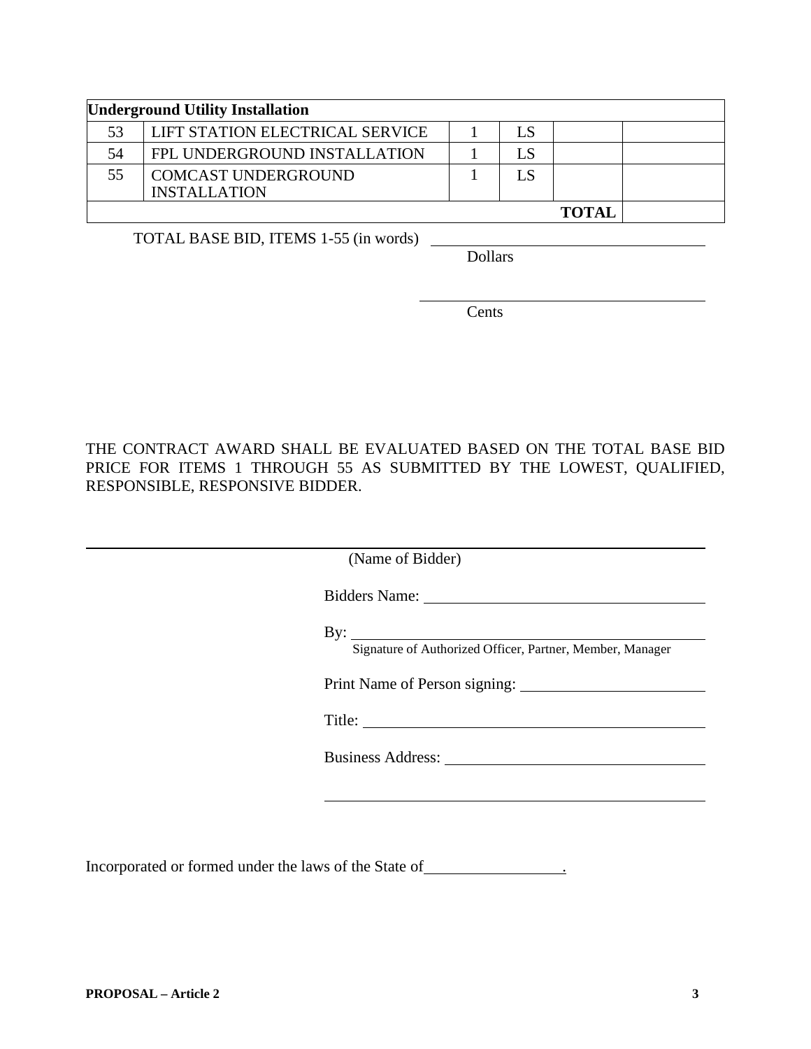| Underground Utility Installation | | | | | |
|---|---|---|---|---|---|
| 53 | LIFT STATION ELECTRICAL SERVICE | 1 | LS | | |
| 54 | FPL UNDERGROUND INSTALLATION | 1 | LS | | |
| 55 | COMCAST UNDERGROUND INSTALLATION | 1 | LS | | |
| | | | | **TOTAL** | |

TOTAL BASE BID, ITEMS 1-55 (in words) ______________________________
Dollars

______________________________
Cents

THE CONTRACT AWARD SHALL BE EVALUATED BASED ON THE TOTAL BASE BID PRICE FOR ITEMS 1 THROUGH 55 AS SUBMITTED BY THE LOWEST, QUALIFIED, RESPONSIBLE, RESPONSIVE BIDDER.

______________________________
(Name of Bidder)

Bidders Name: ______________________________

By: ______________________________
Signature of Authorized Officer, Partner, Member, Manager

Print Name of Person signing: ______________________________

Title: ______________________________

Business Address: ______________________________

______________________________

Incorporated or formed under the laws of the State of________________.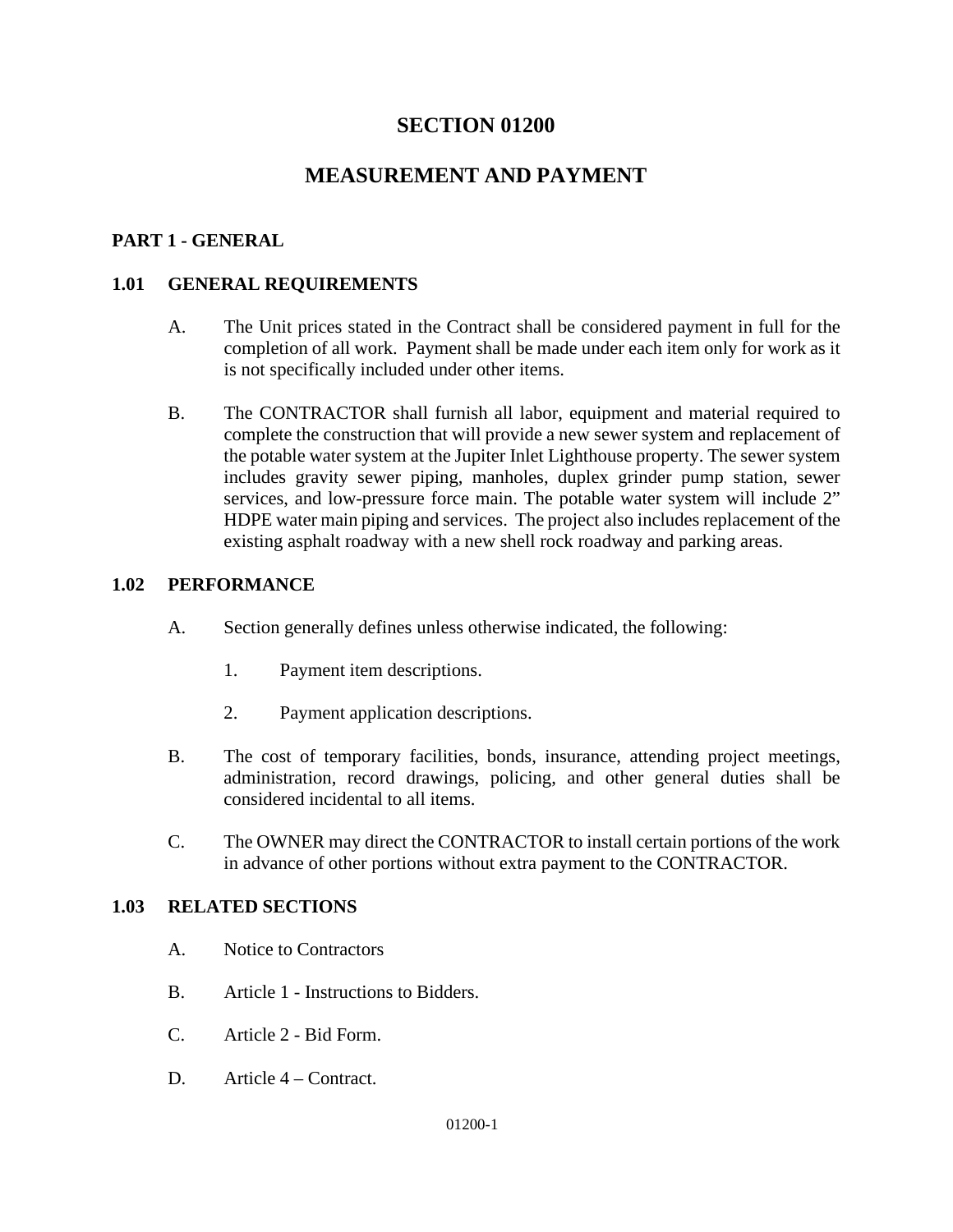# SECTION 01200

# MEASUREMENT AND PAYMENT

## PART 1 - GENERAL

### 1.01 GENERAL REQUIREMENTS

A. The Unit prices stated in the Contract shall be considered payment in full for the completion of all work. Payment shall be made under each item only for work as it is not specifically included under other items.

B. The CONTRACTOR shall furnish all labor, equipment and material required to complete the construction that will provide a new sewer system and replacement of the potable water system at the Jupiter Inlet Lighthouse property. The sewer system includes gravity sewer piping, manholes, duplex grinder pump station, sewer services, and low-pressure force main. The potable water system will include 2" HDPE water main piping and services. The project also includes replacement of the existing asphalt roadway with a new shell rock roadway and parking areas.

### 1.02 PERFORMANCE

A. Section generally defines unless otherwise indicated, the following:

1. Payment item descriptions.

2. Payment application descriptions.

B. The cost of temporary facilities, bonds, insurance, attending project meetings, administration, record drawings, policing, and other general duties shall be considered incidental to all items.

C. The OWNER may direct the CONTRACTOR to install certain portions of the work in advance of other portions without extra payment to the CONTRACTOR.

### 1.03 RELATED SECTIONS

A. Notice to Contractors

B. Article 1 - Instructions to Bidders.

C. Article 2 - Bid Form.

D. Article 4 – Contract.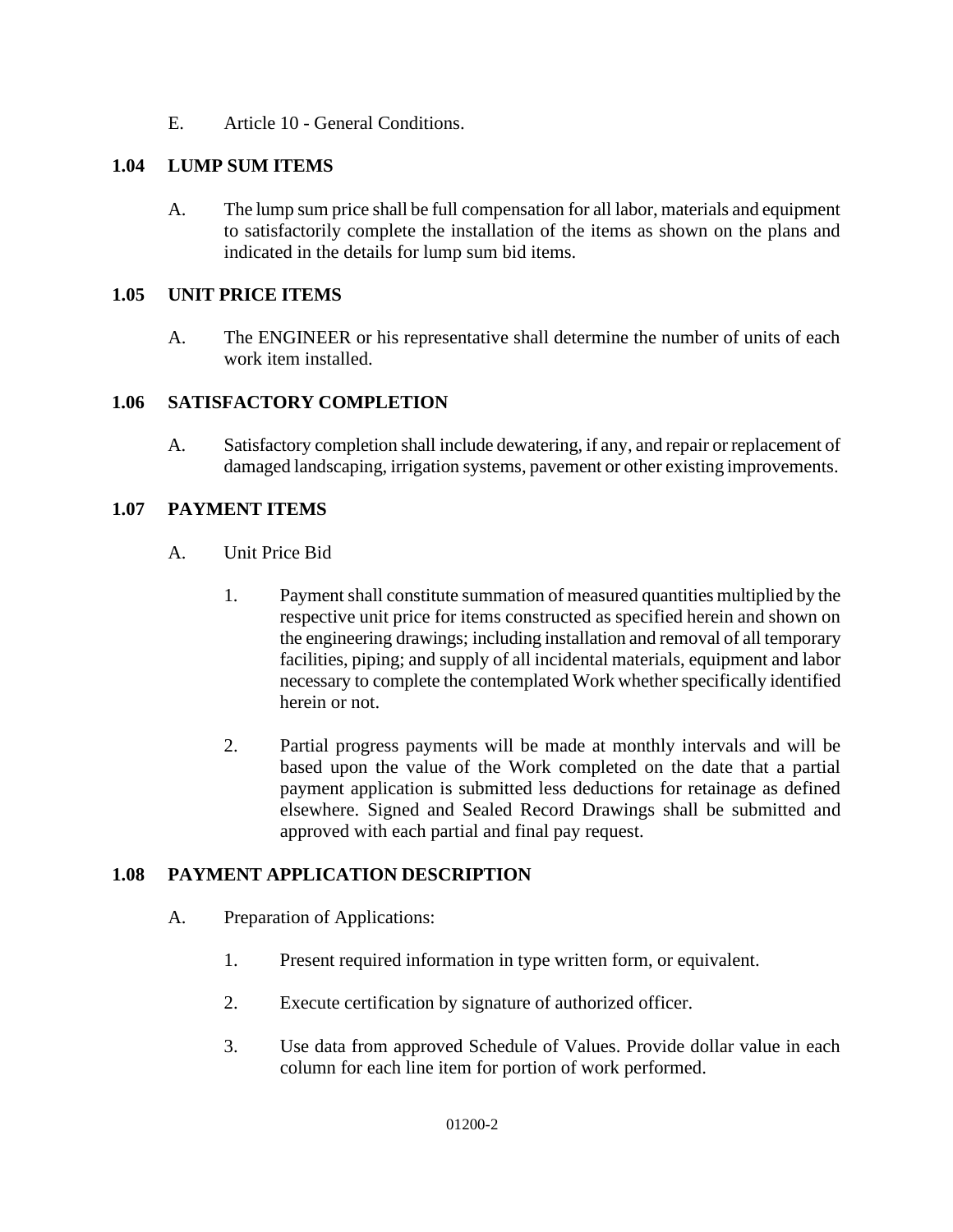E. Article 10 - General Conditions.

## 1.04 LUMP SUM ITEMS

A. The lump sum price shall be full compensation for all labor, materials and equipment to satisfactorily complete the installation of the items as shown on the plans and indicated in the details for lump sum bid items.

## 1.05 UNIT PRICE ITEMS

A. The ENGINEER or his representative shall determine the number of units of each work item installed.

## 1.06 SATISFACTORY COMPLETION

A. Satisfactory completion shall include dewatering, if any, and repair or replacement of damaged landscaping, irrigation systems, pavement or other existing improvements.

## 1.07 PAYMENT ITEMS

A. Unit Price Bid

1. Payment shall constitute summation of measured quantities multiplied by the respective unit price for items constructed as specified herein and shown on the engineering drawings; including installation and removal of all temporary facilities, piping; and supply of all incidental materials, equipment and labor necessary to complete the contemplated Work whether specifically identified herein or not.

2. Partial progress payments will be made at monthly intervals and will be based upon the value of the Work completed on the date that a partial payment application is submitted less deductions for retainage as defined elsewhere. Signed and Sealed Record Drawings shall be submitted and approved with each partial and final pay request.

## 1.08 PAYMENT APPLICATION DESCRIPTION

A. Preparation of Applications:

1. Present required information in type written form, or equivalent.

2. Execute certification by signature of authorized officer.

3. Use data from approved Schedule of Values. Provide dollar value in each column for each line item for portion of work performed.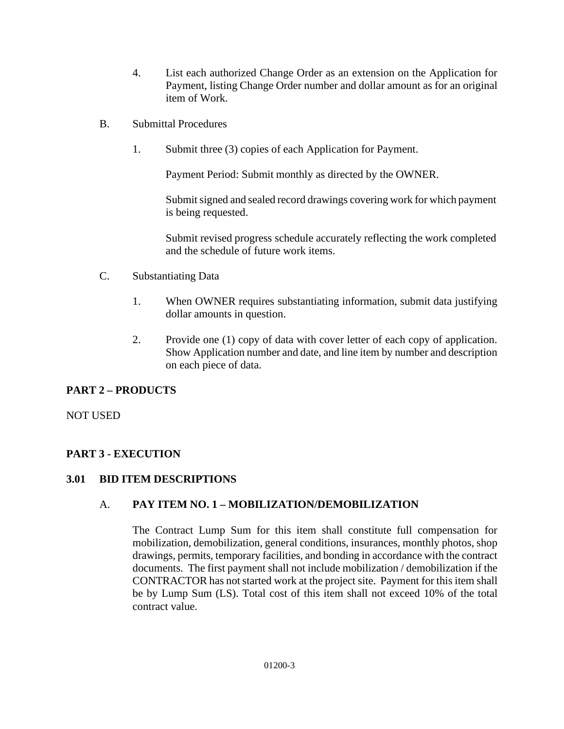4. List each authorized Change Order as an extension on the Application for Payment, listing Change Order number and dollar amount as for an original item of Work.

B. Submittal Procedures

1. Submit three (3) copies of each Application for Payment.

   Payment Period: Submit monthly as directed by the OWNER.

   Submit signed and sealed record drawings covering work for which payment is being requested.

   Submit revised progress schedule accurately reflecting the work completed and the schedule of future work items.

C. Substantiating Data

1. When OWNER requires substantiating information, submit data justifying dollar amounts in question.

2. Provide one (1) copy of data with cover letter of each copy of application. Show Application number and date, and line item by number and description on each piece of data.

## PART 2 – PRODUCTS

NOT USED

## PART 3 - EXECUTION

### 3.01 BID ITEM DESCRIPTIONS

#### A. PAY ITEM NO. 1 – MOBILIZATION/DEMOBILIZATION

The Contract Lump Sum for this item shall constitute full compensation for mobilization, demobilization, general conditions, insurances, monthly photos, shop drawings, permits, temporary facilities, and bonding in accordance with the contract documents. The first payment shall not include mobilization / demobilization if the CONTRACTOR has not started work at the project site. Payment for this item shall be by Lump Sum (LS). Total cost of this item shall not exceed 10% of the total contract value.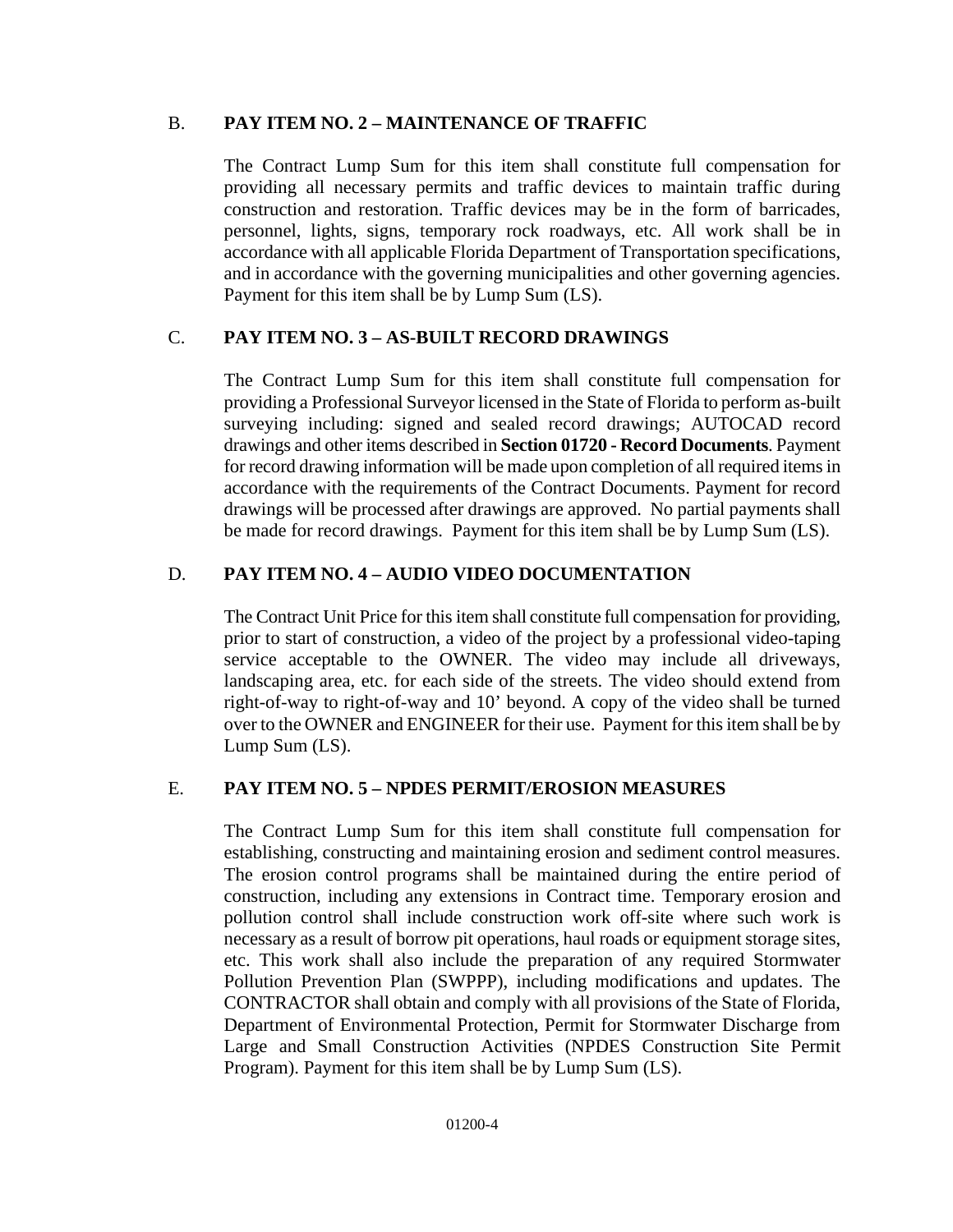B. **PAY ITEM NO. 2 – MAINTENANCE OF TRAFFIC**

The Contract Lump Sum for this item shall constitute full compensation for providing all necessary permits and traffic devices to maintain traffic during construction and restoration. Traffic devices may be in the form of barricades, personnel, lights, signs, temporary rock roadways, etc. All work shall be in accordance with all applicable Florida Department of Transportation specifications, and in accordance with the governing municipalities and other governing agencies. Payment for this item shall be by Lump Sum (LS).

C. **PAY ITEM NO. 3 – AS-BUILT RECORD DRAWINGS**

The Contract Lump Sum for this item shall constitute full compensation for providing a Professional Surveyor licensed in the State of Florida to perform as-built surveying including: signed and sealed record drawings; AUTOCAD record drawings and other items described in **Section 01720 - Record Documents**. Payment for record drawing information will be made upon completion of all required items in accordance with the requirements of the Contract Documents. Payment for record drawings will be processed after drawings are approved. No partial payments shall be made for record drawings. Payment for this item shall be by Lump Sum (LS).

D. **PAY ITEM NO. 4 – AUDIO VIDEO DOCUMENTATION**

The Contract Unit Price for this item shall constitute full compensation for providing, prior to start of construction, a video of the project by a professional video-taping service acceptable to the OWNER. The video may include all driveways, landscaping area, etc. for each side of the streets. The video should extend from right-of-way to right-of-way and 10' beyond. A copy of the video shall be turned over to the OWNER and ENGINEER for their use. Payment for this item shall be by Lump Sum (LS).

E. **PAY ITEM NO. 5 – NPDES PERMIT/EROSION MEASURES**

The Contract Lump Sum for this item shall constitute full compensation for establishing, constructing and maintaining erosion and sediment control measures. The erosion control programs shall be maintained during the entire period of construction, including any extensions in Contract time. Temporary erosion and pollution control shall include construction work off-site where such work is necessary as a result of borrow pit operations, haul roads or equipment storage sites, etc. This work shall also include the preparation of any required Stormwater Pollution Prevention Plan (SWPPP), including modifications and updates. The CONTRACTOR shall obtain and comply with all provisions of the State of Florida, Department of Environmental Protection, Permit for Stormwater Discharge from Large and Small Construction Activities (NPDES Construction Site Permit Program). Payment for this item shall be by Lump Sum (LS).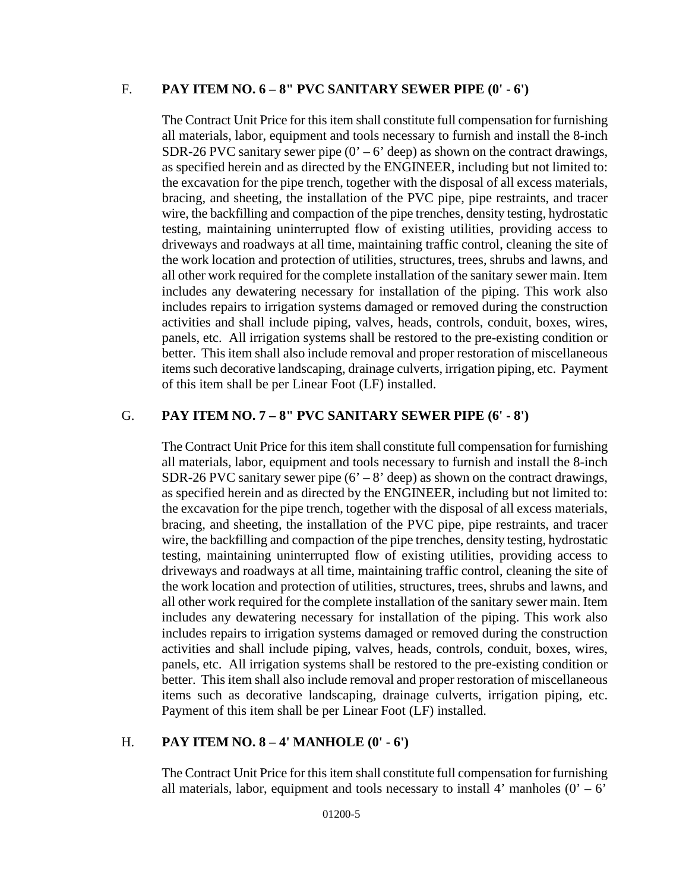F. **PAY ITEM NO. 6 – 8" PVC SANITARY SEWER PIPE (0' - 6')**

The Contract Unit Price for this item shall constitute full compensation for furnishing all materials, labor, equipment and tools necessary to furnish and install the 8-inch SDR-26 PVC sanitary sewer pipe (0' – 6' deep) as shown on the contract drawings, as specified herein and as directed by the ENGINEER, including but not limited to: the excavation for the pipe trench, together with the disposal of all excess materials, bracing, and sheeting, the installation of the PVC pipe, pipe restraints, and tracer wire, the backfilling and compaction of the pipe trenches, density testing, hydrostatic testing, maintaining uninterrupted flow of existing utilities, providing access to driveways and roadways at all time, maintaining traffic control, cleaning the site of the work location and protection of utilities, structures, trees, shrubs and lawns, and all other work required for the complete installation of the sanitary sewer main. Item includes any dewatering necessary for installation of the piping. This work also includes repairs to irrigation systems damaged or removed during the construction activities and shall include piping, valves, heads, controls, conduit, boxes, wires, panels, etc. All irrigation systems shall be restored to the pre-existing condition or better. This item shall also include removal and proper restoration of miscellaneous items such decorative landscaping, drainage culverts, irrigation piping, etc. Payment of this item shall be per Linear Foot (LF) installed.

G. **PAY ITEM NO. 7 – 8" PVC SANITARY SEWER PIPE (6' - 8')**

The Contract Unit Price for this item shall constitute full compensation for furnishing all materials, labor, equipment and tools necessary to furnish and install the 8-inch SDR-26 PVC sanitary sewer pipe (6' – 8' deep) as shown on the contract drawings, as specified herein and as directed by the ENGINEER, including but not limited to: the excavation for the pipe trench, together with the disposal of all excess materials, bracing, and sheeting, the installation of the PVC pipe, pipe restraints, and tracer wire, the backfilling and compaction of the pipe trenches, density testing, hydrostatic testing, maintaining uninterrupted flow of existing utilities, providing access to driveways and roadways at all time, maintaining traffic control, cleaning the site of the work location and protection of utilities, structures, trees, shrubs and lawns, and all other work required for the complete installation of the sanitary sewer main. Item includes any dewatering necessary for installation of the piping. This work also includes repairs to irrigation systems damaged or removed during the construction activities and shall include piping, valves, heads, controls, conduit, boxes, wires, panels, etc. All irrigation systems shall be restored to the pre-existing condition or better. This item shall also include removal and proper restoration of miscellaneous items such as decorative landscaping, drainage culverts, irrigation piping, etc. Payment of this item shall be per Linear Foot (LF) installed.

H. **PAY ITEM NO. 8 – 4' MANHOLE (0' - 6')**

The Contract Unit Price for this item shall constitute full compensation for furnishing all materials, labor, equipment and tools necessary to install 4' manholes (0' – 6'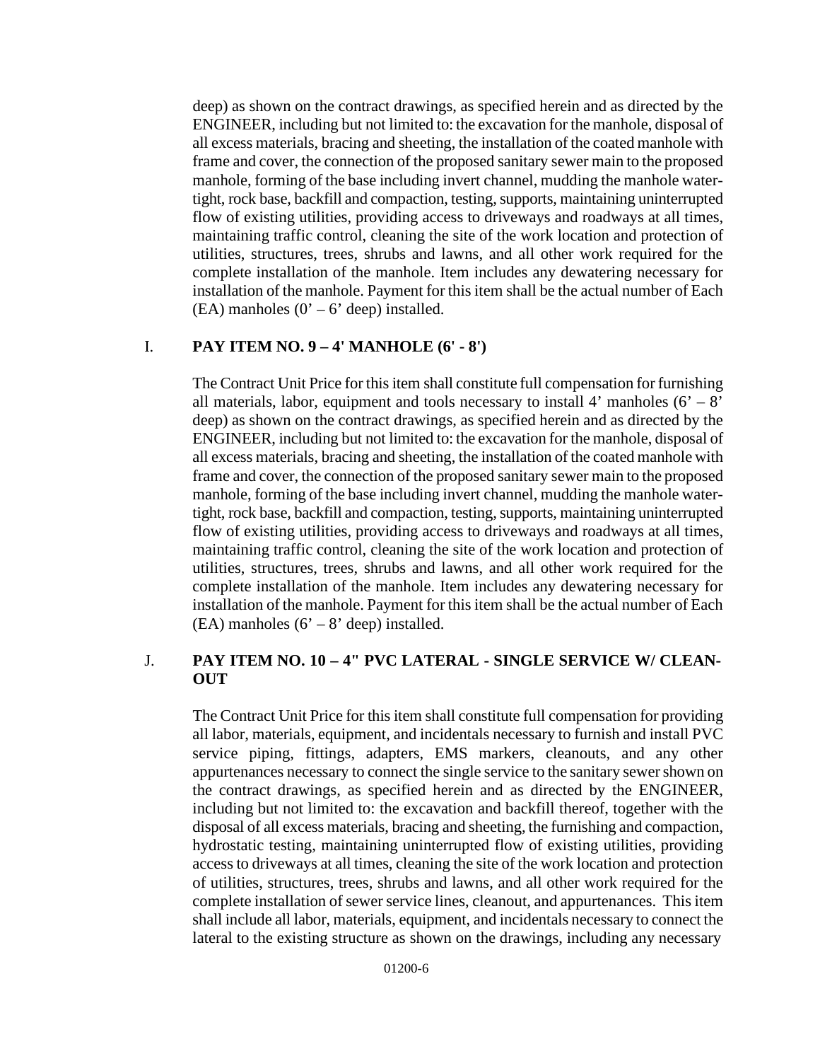deep) as shown on the contract drawings, as specified herein and as directed by the ENGINEER, including but not limited to: the excavation for the manhole, disposal of all excess materials, bracing and sheeting, the installation of the coated manhole with frame and cover, the connection of the proposed sanitary sewer main to the proposed manhole, forming of the base including invert channel, mudding the manhole water-tight, rock base, backfill and compaction, testing, supports, maintaining uninterrupted flow of existing utilities, providing access to driveways and roadways at all times, maintaining traffic control, cleaning the site of the work location and protection of utilities, structures, trees, shrubs and lawns, and all other work required for the complete installation of the manhole. Item includes any dewatering necessary for installation of the manhole. Payment for this item shall be the actual number of Each (EA) manholes (0' – 6' deep) installed.

I. **PAY ITEM NO. 9 – 4' MANHOLE (6' - 8')**

The Contract Unit Price for this item shall constitute full compensation for furnishing all materials, labor, equipment and tools necessary to install 4' manholes (6' – 8' deep) as shown on the contract drawings, as specified herein and as directed by the ENGINEER, including but not limited to: the excavation for the manhole, disposal of all excess materials, bracing and sheeting, the installation of the coated manhole with frame and cover, the connection of the proposed sanitary sewer main to the proposed manhole, forming of the base including invert channel, mudding the manhole water-tight, rock base, backfill and compaction, testing, supports, maintaining uninterrupted flow of existing utilities, providing access to driveways and roadways at all times, maintaining traffic control, cleaning the site of the work location and protection of utilities, structures, trees, shrubs and lawns, and all other work required for the complete installation of the manhole. Item includes any dewatering necessary for installation of the manhole. Payment for this item shall be the actual number of Each (EA) manholes (6' – 8' deep) installed.

J. **PAY ITEM NO. 10 – 4" PVC LATERAL - SINGLE SERVICE W/ CLEAN-OUT**

The Contract Unit Price for this item shall constitute full compensation for providing all labor, materials, equipment, and incidentals necessary to furnish and install PVC service piping, fittings, adapters, EMS markers, cleanouts, and any other appurtenances necessary to connect the single service to the sanitary sewer shown on the contract drawings, as specified herein and as directed by the ENGINEER, including but not limited to: the excavation and backfill thereof, together with the disposal of all excess materials, bracing and sheeting, the furnishing and compaction, hydrostatic testing, maintaining uninterrupted flow of existing utilities, providing access to driveways at all times, cleaning the site of the work location and protection of utilities, structures, trees, shrubs and lawns, and all other work required for the complete installation of sewer service lines, cleanout, and appurtenances. This item shall include all labor, materials, equipment, and incidentals necessary to connect the lateral to the existing structure as shown on the drawings, including any necessary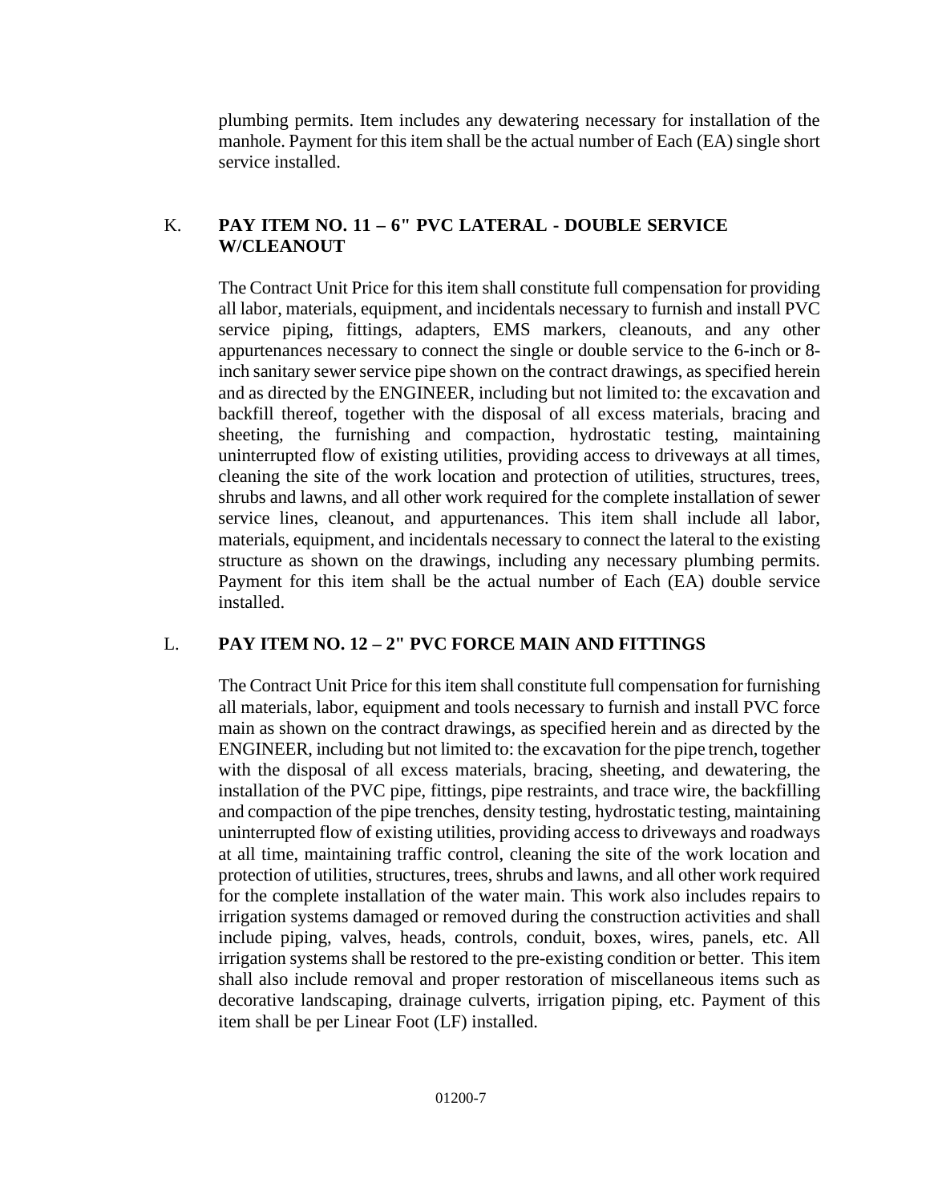plumbing permits. Item includes any dewatering necessary for installation of the manhole. Payment for this item shall be the actual number of Each (EA) single short service installed.

K. **PAY ITEM NO. 11 – 6" PVC LATERAL - DOUBLE SERVICE W/CLEANOUT**

The Contract Unit Price for this item shall constitute full compensation for providing all labor, materials, equipment, and incidentals necessary to furnish and install PVC service piping, fittings, adapters, EMS markers, cleanouts, and any other appurtenances necessary to connect the single or double service to the 6-inch or 8-inch sanitary sewer service pipe shown on the contract drawings, as specified herein and as directed by the ENGINEER, including but not limited to: the excavation and backfill thereof, together with the disposal of all excess materials, bracing and sheeting, the furnishing and compaction, hydrostatic testing, maintaining uninterrupted flow of existing utilities, providing access to driveways at all times, cleaning the site of the work location and protection of utilities, structures, trees, shrubs and lawns, and all other work required for the complete installation of sewer service lines, cleanout, and appurtenances. This item shall include all labor, materials, equipment, and incidentals necessary to connect the lateral to the existing structure as shown on the drawings, including any necessary plumbing permits. Payment for this item shall be the actual number of Each (EA) double service installed.

L. **PAY ITEM NO. 12 – 2" PVC FORCE MAIN AND FITTINGS**

The Contract Unit Price for this item shall constitute full compensation for furnishing all materials, labor, equipment and tools necessary to furnish and install PVC force main as shown on the contract drawings, as specified herein and as directed by the ENGINEER, including but not limited to: the excavation for the pipe trench, together with the disposal of all excess materials, bracing, sheeting, and dewatering, the installation of the PVC pipe, fittings, pipe restraints, and trace wire, the backfilling and compaction of the pipe trenches, density testing, hydrostatic testing, maintaining uninterrupted flow of existing utilities, providing access to driveways and roadways at all time, maintaining traffic control, cleaning the site of the work location and protection of utilities, structures, trees, shrubs and lawns, and all other work required for the complete installation of the water main. This work also includes repairs to irrigation systems damaged or removed during the construction activities and shall include piping, valves, heads, controls, conduit, boxes, wires, panels, etc. All irrigation systems shall be restored to the pre-existing condition or better. This item shall also include removal and proper restoration of miscellaneous items such as decorative landscaping, drainage culverts, irrigation piping, etc. Payment of this item shall be per Linear Foot (LF) installed.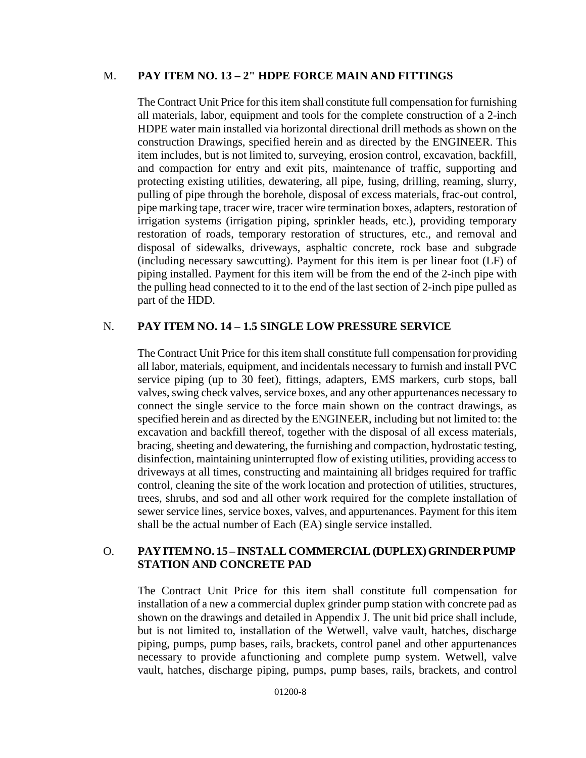M. **PAY ITEM NO. 13 – 2" HDPE FORCE MAIN AND FITTINGS**

The Contract Unit Price for this item shall constitute full compensation for furnishing all materials, labor, equipment and tools for the complete construction of a 2-inch HDPE water main installed via horizontal directional drill methods as shown on the construction Drawings, specified herein and as directed by the ENGINEER. This item includes, but is not limited to, surveying, erosion control, excavation, backfill, and compaction for entry and exit pits, maintenance of traffic, supporting and protecting existing utilities, dewatering, all pipe, fusing, drilling, reaming, slurry, pulling of pipe through the borehole, disposal of excess materials, frac-out control, pipe marking tape, tracer wire, tracer wire termination boxes, adapters, restoration of irrigation systems (irrigation piping, sprinkler heads, etc.), providing temporary restoration of roads, temporary restoration of structures, etc., and removal and disposal of sidewalks, driveways, asphaltic concrete, rock base and subgrade (including necessary sawcutting). Payment for this item is per linear foot (LF) of piping installed. Payment for this item will be from the end of the 2-inch pipe with the pulling head connected to it to the end of the last section of 2-inch pipe pulled as part of the HDD.

N. **PAY ITEM NO. 14 – 1.5 SINGLE LOW PRESSURE SERVICE**

The Contract Unit Price for this item shall constitute full compensation for providing all labor, materials, equipment, and incidentals necessary to furnish and install PVC service piping (up to 30 feet), fittings, adapters, EMS markers, curb stops, ball valves, swing check valves, service boxes, and any other appurtenances necessary to connect the single service to the force main shown on the contract drawings, as specified herein and as directed by the ENGINEER, including but not limited to: the excavation and backfill thereof, together with the disposal of all excess materials, bracing, sheeting and dewatering, the furnishing and compaction, hydrostatic testing, disinfection, maintaining uninterrupted flow of existing utilities, providing access to driveways at all times, constructing and maintaining all bridges required for traffic control, cleaning the site of the work location and protection of utilities, structures, trees, shrubs, and sod and all other work required for the complete installation of sewer service lines, service boxes, valves, and appurtenances. Payment for this item shall be the actual number of Each (EA) single service installed.

O. **PAY ITEM NO. 15 – INSTALL COMMERCIAL (DUPLEX) GRINDER PUMP STATION AND CONCRETE PAD**

The Contract Unit Price for this item shall constitute full compensation for installation of a new a commercial duplex grinder pump station with concrete pad as shown on the drawings and detailed in Appendix J. The unit bid price shall include, but is not limited to, installation of the Wetwell, valve vault, hatches, discharge piping, pumps, pump bases, rails, brackets, control panel and other appurtenances necessary to provide a functioning and complete pump system. Wetwell, valve vault, hatches, discharge piping, pumps, pump bases, rails, brackets, and control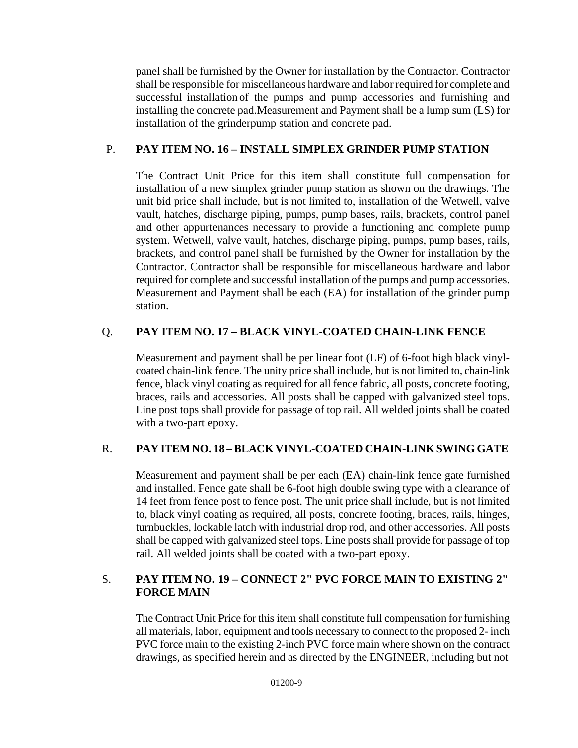panel shall be furnished by the Owner for installation by the Contractor. Contractor shall be responsible for miscellaneous hardware and labor required for complete and successful installation of the pumps and pump accessories and furnishing and installing the concrete pad.Measurement and Payment shall be a lump sum (LS) for installation of the grinderpump station and concrete pad.

P. **PAY ITEM NO. 16 – INSTALL SIMPLEX GRINDER PUMP STATION**

The Contract Unit Price for this item shall constitute full compensation for installation of a new simplex grinder pump station as shown on the drawings. The unit bid price shall include, but is not limited to, installation of the Wetwell, valve vault, hatches, discharge piping, pumps, pump bases, rails, brackets, control panel and other appurtenances necessary to provide a functioning and complete pump system. Wetwell, valve vault, hatches, discharge piping, pumps, pump bases, rails, brackets, and control panel shall be furnished by the Owner for installation by the Contractor. Contractor shall be responsible for miscellaneous hardware and labor required for complete and successful installation of the pumps and pump accessories. Measurement and Payment shall be each (EA) for installation of the grinder pump station.

Q. **PAY ITEM NO. 17 – BLACK VINYL-COATED CHAIN-LINK FENCE**

Measurement and payment shall be per linear foot (LF) of 6-foot high black vinyl-coated chain-link fence. The unity price shall include, but is not limited to, chain-link fence, black vinyl coating as required for all fence fabric, all posts, concrete footing, braces, rails and accessories. All posts shall be capped with galvanized steel tops. Line post tops shall provide for passage of top rail. All welded joints shall be coated with a two-part epoxy.

R. **PAY ITEM NO. 18 – BLACK VINYL-COATED CHAIN-LINK SWING GATE**

Measurement and payment shall be per each (EA) chain-link fence gate furnished and installed. Fence gate shall be 6-foot high double swing type with a clearance of 14 feet from fence post to fence post. The unit price shall include, but is not limited to, black vinyl coating as required, all posts, concrete footing, braces, rails, hinges, turnbuckles, lockable latch with industrial drop rod, and other accessories. All posts shall be capped with galvanized steel tops. Line posts shall provide for passage of top rail. All welded joints shall be coated with a two-part epoxy.

S. **PAY ITEM NO. 19 – CONNECT 2" PVC FORCE MAIN TO EXISTING 2" FORCE MAIN**

The Contract Unit Price for this item shall constitute full compensation for furnishing all materials, labor, equipment and tools necessary to connect to the proposed 2- inch PVC force main to the existing 2-inch PVC force main where shown on the contract drawings, as specified herein and as directed by the ENGINEER, including but not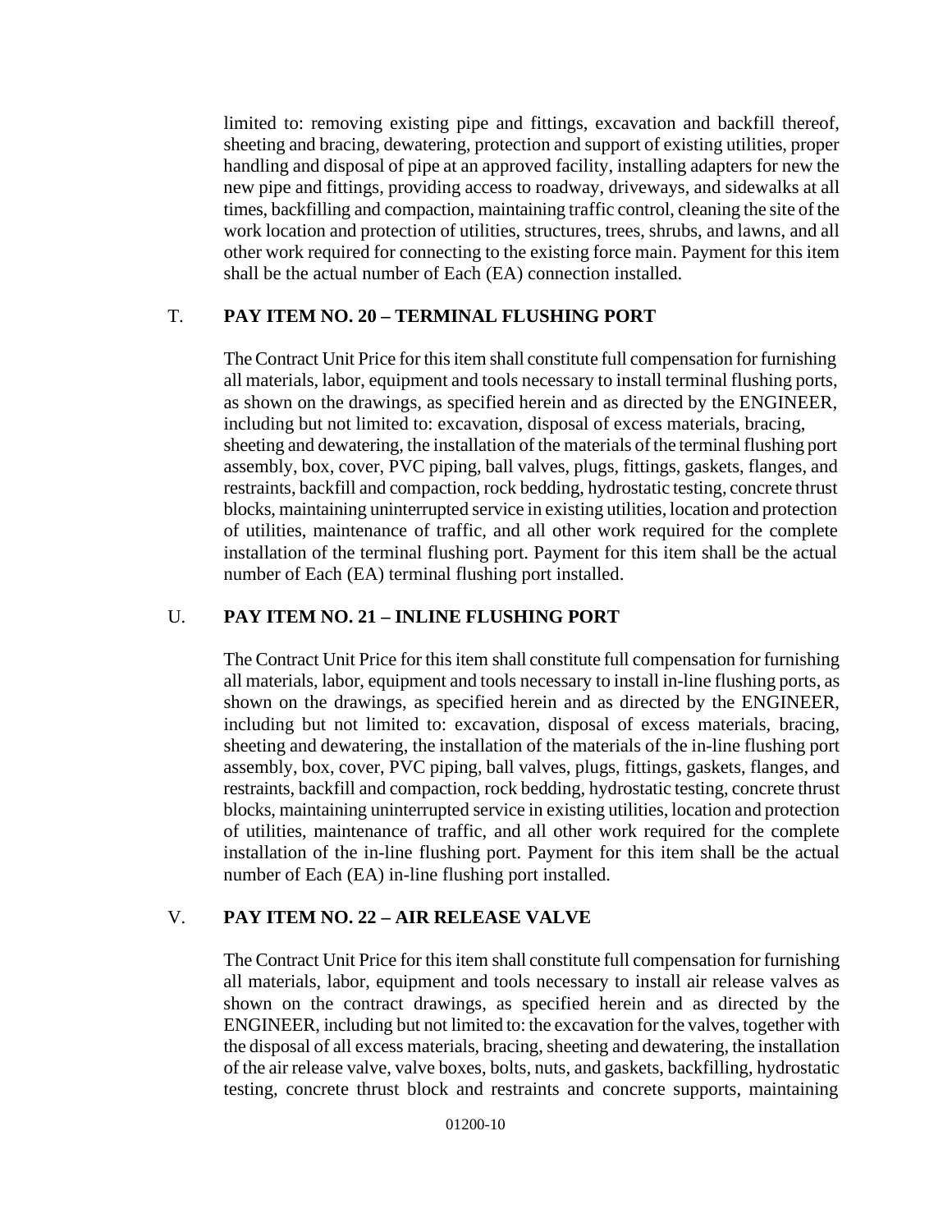limited to: removing existing pipe and fittings, excavation and backfill thereof, sheeting and bracing, dewatering, protection and support of existing utilities, proper handling and disposal of pipe at an approved facility, installing adapters for new the new pipe and fittings, providing access to roadway, driveways, and sidewalks at all times, backfilling and compaction, maintaining traffic control, cleaning the site of the work location and protection of utilities, structures, trees, shrubs, and lawns, and all other work required for connecting to the existing force main. Payment for this item shall be the actual number of Each (EA) connection installed.

T. **PAY ITEM NO. 20 – TERMINAL FLUSHING PORT**

The Contract Unit Price for this item shall constitute full compensation for furnishing all materials, labor, equipment and tools necessary to install terminal flushing ports, as shown on the drawings, as specified herein and as directed by the ENGINEER, including but not limited to: excavation, disposal of excess materials, bracing, sheeting and dewatering, the installation of the materials of the terminal flushing port assembly, box, cover, PVC piping, ball valves, plugs, fittings, gaskets, flanges, and restraints, backfill and compaction, rock bedding, hydrostatic testing, concrete thrust blocks, maintaining uninterrupted service in existing utilities, location and protection of utilities, maintenance of traffic, and all other work required for the complete installation of the terminal flushing port. Payment for this item shall be the actual number of Each (EA) terminal flushing port installed.

U. **PAY ITEM NO. 21 – INLINE FLUSHING PORT**

The Contract Unit Price for this item shall constitute full compensation for furnishing all materials, labor, equipment and tools necessary to install in-line flushing ports, as shown on the drawings, as specified herein and as directed by the ENGINEER, including but not limited to: excavation, disposal of excess materials, bracing, sheeting and dewatering, the installation of the materials of the in-line flushing port assembly, box, cover, PVC piping, ball valves, plugs, fittings, gaskets, flanges, and restraints, backfill and compaction, rock bedding, hydrostatic testing, concrete thrust blocks, maintaining uninterrupted service in existing utilities, location and protection of utilities, maintenance of traffic, and all other work required for the complete installation of the in-line flushing port. Payment for this item shall be the actual number of Each (EA) in-line flushing port installed.

V. **PAY ITEM NO. 22 – AIR RELEASE VALVE**

The Contract Unit Price for this item shall constitute full compensation for furnishing all materials, labor, equipment and tools necessary to install air release valves as shown on the contract drawings, as specified herein and as directed by the ENGINEER, including but not limited to: the excavation for the valves, together with the disposal of all excess materials, bracing, sheeting and dewatering, the installation of the air release valve, valve boxes, bolts, nuts, and gaskets, backfilling, hydrostatic testing, concrete thrust block and restraints and concrete supports, maintaining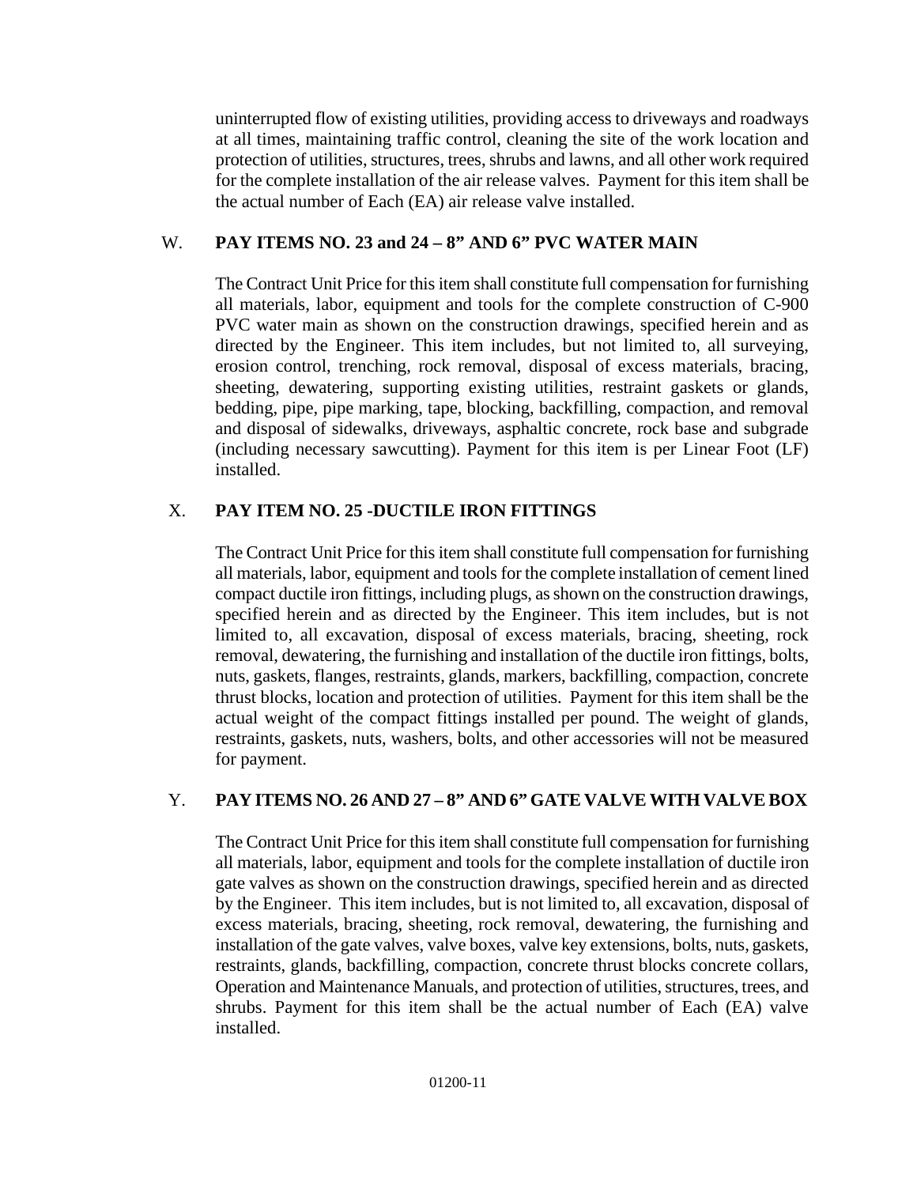uninterrupted flow of existing utilities, providing access to driveways and roadways at all times, maintaining traffic control, cleaning the site of the work location and protection of utilities, structures, trees, shrubs and lawns, and all other work required for the complete installation of the air release valves. Payment for this item shall be the actual number of Each (EA) air release valve installed.

W. **PAY ITEMS NO. 23 and 24 – 8" AND 6" PVC WATER MAIN**

The Contract Unit Price for this item shall constitute full compensation for furnishing all materials, labor, equipment and tools for the complete construction of C-900 PVC water main as shown on the construction drawings, specified herein and as directed by the Engineer. This item includes, but not limited to, all surveying, erosion control, trenching, rock removal, disposal of excess materials, bracing, sheeting, dewatering, supporting existing utilities, restraint gaskets or glands, bedding, pipe, pipe marking, tape, blocking, backfilling, compaction, and removal and disposal of sidewalks, driveways, asphaltic concrete, rock base and subgrade (including necessary sawcutting). Payment for this item is per Linear Foot (LF) installed.

X. **PAY ITEM NO. 25 -DUCTILE IRON FITTINGS**

The Contract Unit Price for this item shall constitute full compensation for furnishing all materials, labor, equipment and tools for the complete installation of cement lined compact ductile iron fittings, including plugs, as shown on the construction drawings, specified herein and as directed by the Engineer. This item includes, but is not limited to, all excavation, disposal of excess materials, bracing, sheeting, rock removal, dewatering, the furnishing and installation of the ductile iron fittings, bolts, nuts, gaskets, flanges, restraints, glands, markers, backfilling, compaction, concrete thrust blocks, location and protection of utilities. Payment for this item shall be the actual weight of the compact fittings installed per pound. The weight of glands, restraints, gaskets, nuts, washers, bolts, and other accessories will not be measured for payment.

Y. **PAY ITEMS NO. 26 AND 27 – 8" AND 6" GATE VALVE WITH VALVE BOX**

The Contract Unit Price for this item shall constitute full compensation for furnishing all materials, labor, equipment and tools for the complete installation of ductile iron gate valves as shown on the construction drawings, specified herein and as directed by the Engineer. This item includes, but is not limited to, all excavation, disposal of excess materials, bracing, sheeting, rock removal, dewatering, the furnishing and installation of the gate valves, valve boxes, valve key extensions, bolts, nuts, gaskets, restraints, glands, backfilling, compaction, concrete thrust blocks concrete collars, Operation and Maintenance Manuals, and protection of utilities, structures, trees, and shrubs. Payment for this item shall be the actual number of Each (EA) valve installed.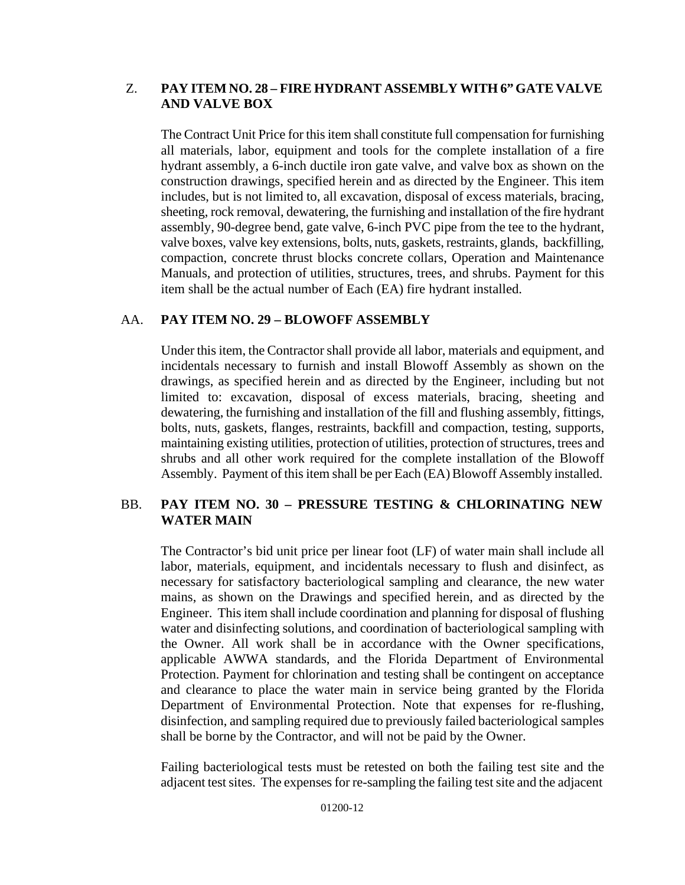Z. **PAY ITEM NO. 28 – FIRE HYDRANT ASSEMBLY WITH 6" GATE VALVE AND VALVE BOX**

The Contract Unit Price for this item shall constitute full compensation for furnishing all materials, labor, equipment and tools for the complete installation of a fire hydrant assembly, a 6-inch ductile iron gate valve, and valve box as shown on the construction drawings, specified herein and as directed by the Engineer. This item includes, but is not limited to, all excavation, disposal of excess materials, bracing, sheeting, rock removal, dewatering, the furnishing and installation of the fire hydrant assembly, 90-degree bend, gate valve, 6-inch PVC pipe from the tee to the hydrant, valve boxes, valve key extensions, bolts, nuts, gaskets, restraints, glands, backfilling, compaction, concrete thrust blocks concrete collars, Operation and Maintenance Manuals, and protection of utilities, structures, trees, and shrubs. Payment for this item shall be the actual number of Each (EA) fire hydrant installed.

AA. **PAY ITEM NO. 29 – BLOWOFF ASSEMBLY**

Under this item, the Contractor shall provide all labor, materials and equipment, and incidentals necessary to furnish and install Blowoff Assembly as shown on the drawings, as specified herein and as directed by the Engineer, including but not limited to: excavation, disposal of excess materials, bracing, sheeting and dewatering, the furnishing and installation of the fill and flushing assembly, fittings, bolts, nuts, gaskets, flanges, restraints, backfill and compaction, testing, supports, maintaining existing utilities, protection of utilities, protection of structures, trees and shrubs and all other work required for the complete installation of the Blowoff Assembly. Payment of this item shall be per Each (EA) Blowoff Assembly installed.

BB. **PAY ITEM NO. 30 – PRESSURE TESTING & CHLORINATING NEW WATER MAIN**

The Contractor's bid unit price per linear foot (LF) of water main shall include all labor, materials, equipment, and incidentals necessary to flush and disinfect, as necessary for satisfactory bacteriological sampling and clearance, the new water mains, as shown on the Drawings and specified herein, and as directed by the Engineer. This item shall include coordination and planning for disposal of flushing water and disinfecting solutions, and coordination of bacteriological sampling with the Owner. All work shall be in accordance with the Owner specifications, applicable AWWA standards, and the Florida Department of Environmental Protection. Payment for chlorination and testing shall be contingent on acceptance and clearance to place the water main in service being granted by the Florida Department of Environmental Protection. Note that expenses for re-flushing, disinfection, and sampling required due to previously failed bacteriological samples shall be borne by the Contractor, and will not be paid by the Owner.

Failing bacteriological tests must be retested on both the failing test site and the adjacent test sites. The expenses for re-sampling the failing test site and the adjacent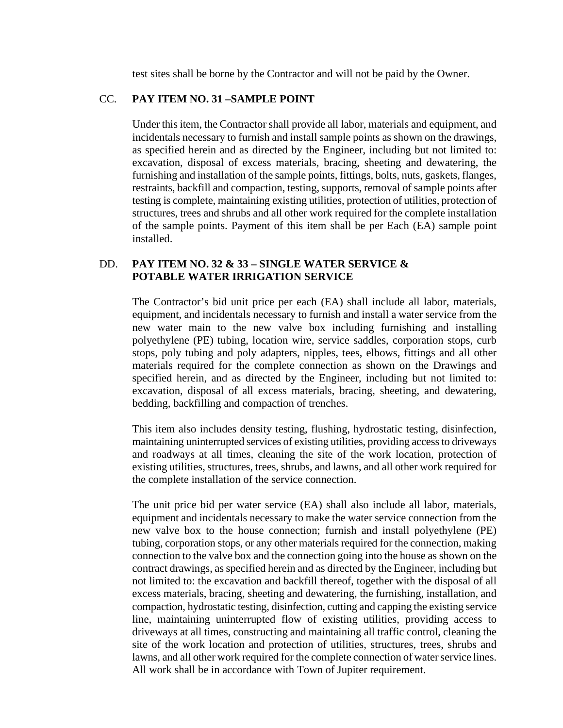test sites shall be borne by the Contractor and will not be paid by the Owner.

### CC. PAY ITEM NO. 31 –SAMPLE POINT

Under this item, the Contractor shall provide all labor, materials and equipment, and incidentals necessary to furnish and install sample points as shown on the drawings, as specified herein and as directed by the Engineer, including but not limited to: excavation, disposal of excess materials, bracing, sheeting and dewatering, the furnishing and installation of the sample points, fittings, bolts, nuts, gaskets, flanges, restraints, backfill and compaction, testing, supports, removal of sample points after testing is complete, maintaining existing utilities, protection of utilities, protection of structures, trees and shrubs and all other work required for the complete installation of the sample points. Payment of this item shall be per Each (EA) sample point installed.

### DD. PAY ITEM NO. 32 & 33 – SINGLE WATER SERVICE & POTABLE WATER IRRIGATION SERVICE

The Contractor's bid unit price per each (EA) shall include all labor, materials, equipment, and incidentals necessary to furnish and install a water service from the new water main to the new valve box including furnishing and installing polyethylene (PE) tubing, location wire, service saddles, corporation stops, curb stops, poly tubing and poly adapters, nipples, tees, elbows, fittings and all other materials required for the complete connection as shown on the Drawings and specified herein, and as directed by the Engineer, including but not limited to: excavation, disposal of all excess materials, bracing, sheeting, and dewatering, bedding, backfilling and compaction of trenches.

This item also includes density testing, flushing, hydrostatic testing, disinfection, maintaining uninterrupted services of existing utilities, providing access to driveways and roadways at all times, cleaning the site of the work location, protection of existing utilities, structures, trees, shrubs, and lawns, and all other work required for the complete installation of the service connection.

The unit price bid per water service (EA) shall also include all labor, materials, equipment and incidentals necessary to make the water service connection from the new valve box to the house connection; furnish and install polyethylene (PE) tubing, corporation stops, or any other materials required for the connection, making connection to the valve box and the connection going into the house as shown on the contract drawings, as specified herein and as directed by the Engineer, including but not limited to: the excavation and backfill thereof, together with the disposal of all excess materials, bracing, sheeting and dewatering, the furnishing, installation, and compaction, hydrostatic testing, disinfection, cutting and capping the existing service line, maintaining uninterrupted flow of existing utilities, providing access to driveways at all times, constructing and maintaining all traffic control, cleaning the site of the work location and protection of utilities, structures, trees, shrubs and lawns, and all other work required for the complete connection of water service lines. All work shall be in accordance with Town of Jupiter requirement.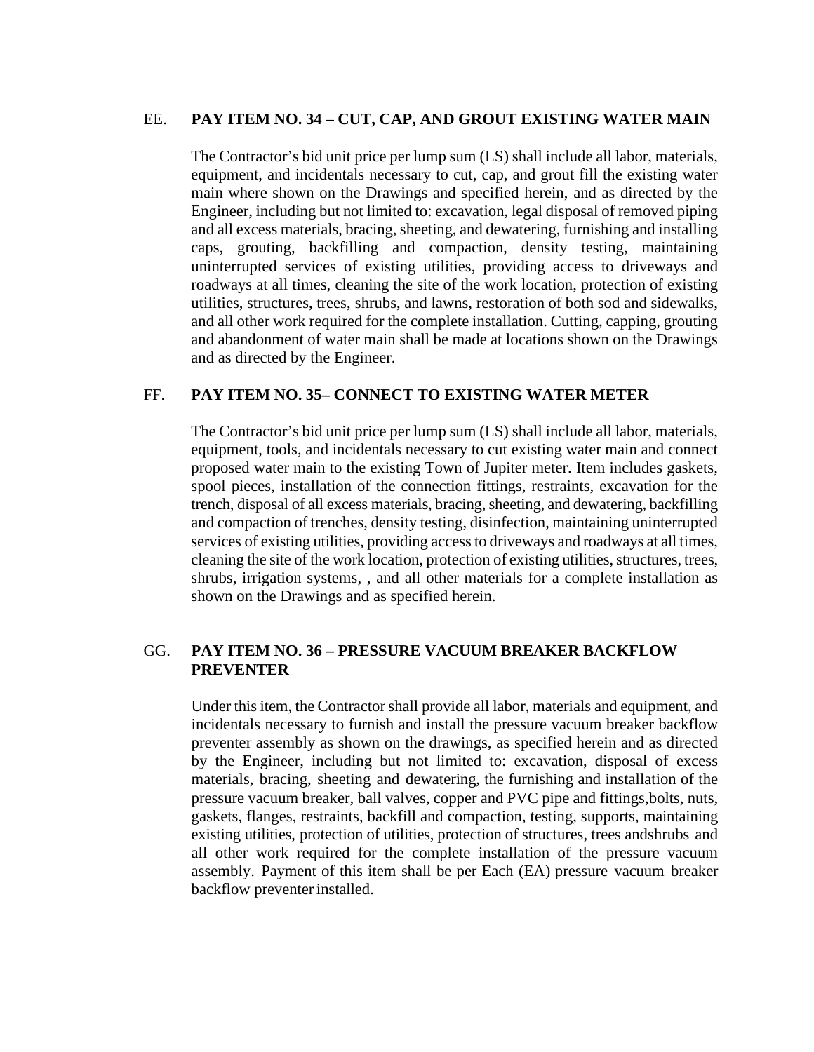EE. **PAY ITEM NO. 34 – CUT, CAP, AND GROUT EXISTING WATER MAIN**

The Contractor's bid unit price per lump sum (LS) shall include all labor, materials, equipment, and incidentals necessary to cut, cap, and grout fill the existing water main where shown on the Drawings and specified herein, and as directed by the Engineer, including but not limited to: excavation, legal disposal of removed piping and all excess materials, bracing, sheeting, and dewatering, furnishing and installing caps, grouting, backfilling and compaction, density testing, maintaining uninterrupted services of existing utilities, providing access to driveways and roadways at all times, cleaning the site of the work location, protection of existing utilities, structures, trees, shrubs, and lawns, restoration of both sod and sidewalks, and all other work required for the complete installation. Cutting, capping, grouting and abandonment of water main shall be made at locations shown on the Drawings and as directed by the Engineer.

FF. **PAY ITEM NO. 35– CONNECT TO EXISTING WATER METER**

The Contractor's bid unit price per lump sum (LS) shall include all labor, materials, equipment, tools, and incidentals necessary to cut existing water main and connect proposed water main to the existing Town of Jupiter meter. Item includes gaskets, spool pieces, installation of the connection fittings, restraints, excavation for the trench, disposal of all excess materials, bracing, sheeting, and dewatering, backfilling and compaction of trenches, density testing, disinfection, maintaining uninterrupted services of existing utilities, providing access to driveways and roadways at all times, cleaning the site of the work location, protection of existing utilities, structures, trees, shrubs, irrigation systems, , and all other materials for a complete installation as shown on the Drawings and as specified herein.

GG. **PAY ITEM NO. 36 – PRESSURE VACUUM BREAKER BACKFLOW PREVENTER**

Under this item, the Contractor shall provide all labor, materials and equipment, and incidentals necessary to furnish and install the pressure vacuum breaker backflow preventer assembly as shown on the drawings, as specified herein and as directed by the Engineer, including but not limited to: excavation, disposal of excess materials, bracing, sheeting and dewatering, the furnishing and installation of the pressure vacuum breaker, ball valves, copper and PVC pipe and fittings,bolts, nuts, gaskets, flanges, restraints, backfill and compaction, testing, supports, maintaining existing utilities, protection of utilities, protection of structures, trees andshrubs and all other work required for the complete installation of the pressure vacuum assembly. Payment of this item shall be per Each (EA) pressure vacuum breaker backflow preventer installed.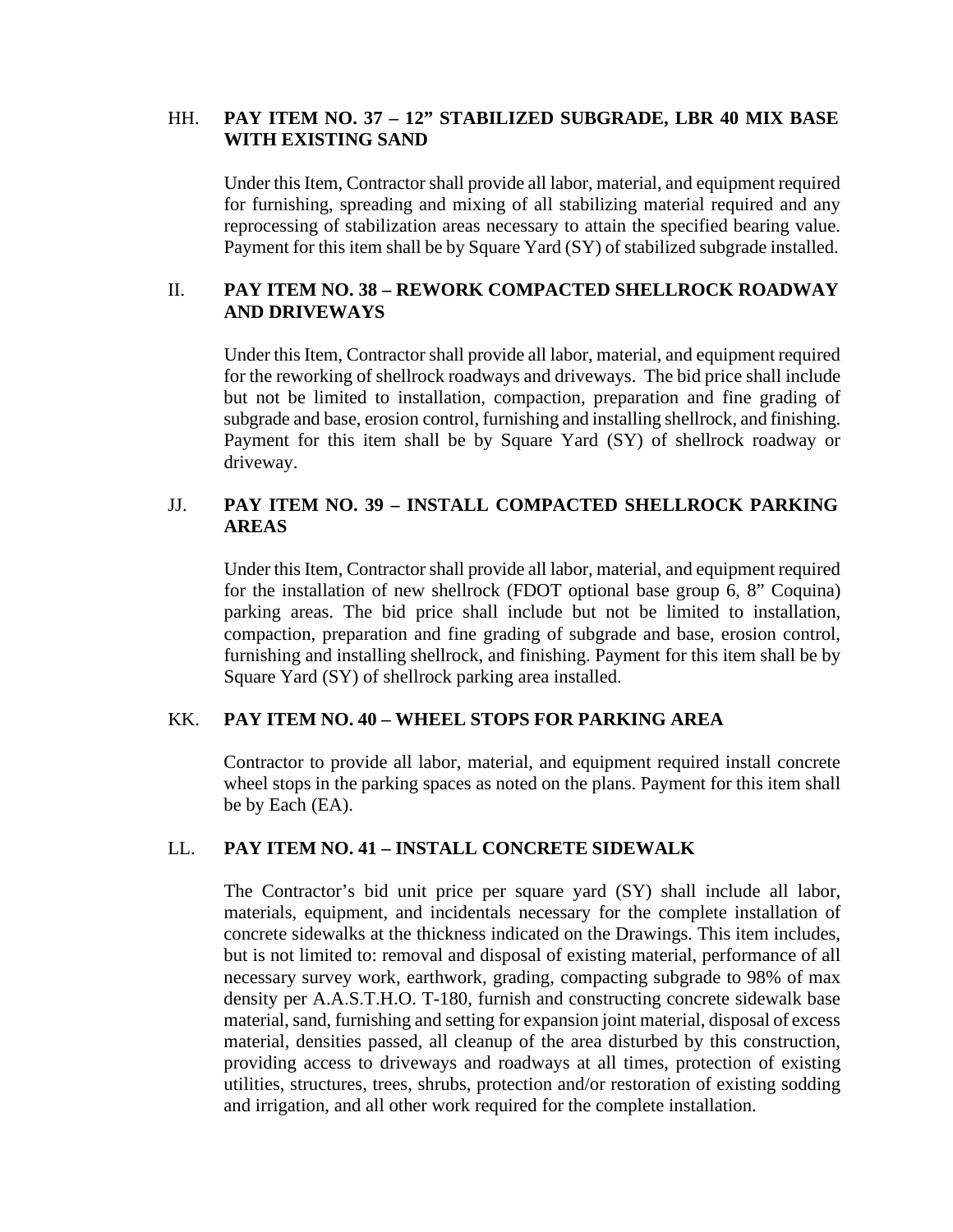HH. **PAY ITEM NO. 37 – 12" STABILIZED SUBGRADE, LBR 40 MIX BASE WITH EXISTING SAND**

Under this Item, Contractor shall provide all labor, material, and equipment required for furnishing, spreading and mixing of all stabilizing material required and any reprocessing of stabilization areas necessary to attain the specified bearing value. Payment for this item shall be by Square Yard (SY) of stabilized subgrade installed.

II. **PAY ITEM NO. 38 – REWORK COMPACTED SHELLROCK ROADWAY AND DRIVEWAYS**

Under this Item, Contractor shall provide all labor, material, and equipment required for the reworking of shellrock roadways and driveways. The bid price shall include but not be limited to installation, compaction, preparation and fine grading of subgrade and base, erosion control, furnishing and installing shellrock, and finishing. Payment for this item shall be by Square Yard (SY) of shellrock roadway or driveway.

JJ. **PAY ITEM NO. 39 – INSTALL COMPACTED SHELLROCK PARKING AREAS**

Under this Item, Contractor shall provide all labor, material, and equipment required for the installation of new shellrock (FDOT optional base group 6, 8" Coquina) parking areas. The bid price shall include but not be limited to installation, compaction, preparation and fine grading of subgrade and base, erosion control, furnishing and installing shellrock, and finishing. Payment for this item shall be by Square Yard (SY) of shellrock parking area installed.

KK. **PAY ITEM NO. 40 – WHEEL STOPS FOR PARKING AREA**

Contractor to provide all labor, material, and equipment required install concrete wheel stops in the parking spaces as noted on the plans. Payment for this item shall be by Each (EA).

LL. **PAY ITEM NO. 41 – INSTALL CONCRETE SIDEWALK**

The Contractor's bid unit price per square yard (SY) shall include all labor, materials, equipment, and incidentals necessary for the complete installation of concrete sidewalks at the thickness indicated on the Drawings. This item includes, but is not limited to: removal and disposal of existing material, performance of all necessary survey work, earthwork, grading, compacting subgrade to 98% of max density per A.A.S.T.H.O. T-180, furnish and constructing concrete sidewalk base material, sand, furnishing and setting for expansion joint material, disposal of excess material, densities passed, all cleanup of the area disturbed by this construction, providing access to driveways and roadways at all times, protection of existing utilities, structures, trees, shrubs, protection and/or restoration of existing sodding and irrigation, and all other work required for the complete installation.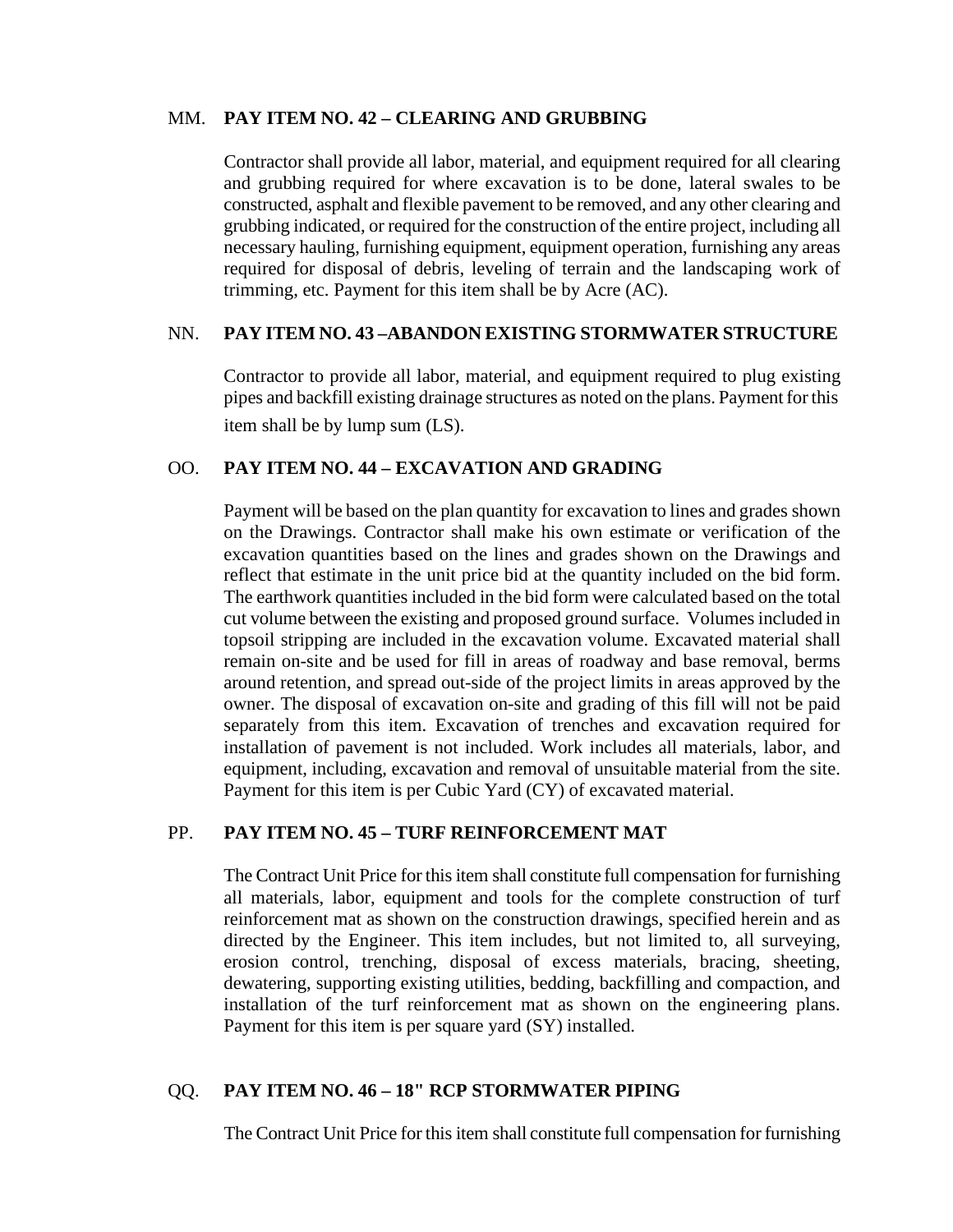### MM. **PAY ITEM NO. 42 – CLEARING AND GRUBBING**

Contractor shall provide all labor, material, and equipment required for all clearing and grubbing required for where excavation is to be done, lateral swales to be constructed, asphalt and flexible pavement to be removed, and any other clearing and grubbing indicated, or required for the construction of the entire project, including all necessary hauling, furnishing equipment, equipment operation, furnishing any areas required for disposal of debris, leveling of terrain and the landscaping work of trimming, etc. Payment for this item shall be by Acre (AC).

### NN. **PAY ITEM NO. 43 –ABANDON EXISTING STORMWATER STRUCTURE**

Contractor to provide all labor, material, and equipment required to plug existing pipes and backfill existing drainage structures as noted on the plans. Payment for this item shall be by lump sum (LS).

### OO. **PAY ITEM NO. 44 – EXCAVATION AND GRADING**

Payment will be based on the plan quantity for excavation to lines and grades shown on the Drawings. Contractor shall make his own estimate or verification of the excavation quantities based on the lines and grades shown on the Drawings and reflect that estimate in the unit price bid at the quantity included on the bid form. The earthwork quantities included in the bid form were calculated based on the total cut volume between the existing and proposed ground surface. Volumes included in topsoil stripping are included in the excavation volume. Excavated material shall remain on-site and be used for fill in areas of roadway and base removal, berms around retention, and spread out-side of the project limits in areas approved by the owner. The disposal of excavation on-site and grading of this fill will not be paid separately from this item. Excavation of trenches and excavation required for installation of pavement is not included. Work includes all materials, labor, and equipment, including, excavation and removal of unsuitable material from the site. Payment for this item is per Cubic Yard (CY) of excavated material.

### PP. **PAY ITEM NO. 45 – TURF REINFORCEMENT MAT**

The Contract Unit Price for this item shall constitute full compensation for furnishing all materials, labor, equipment and tools for the complete construction of turf reinforcement mat as shown on the construction drawings, specified herein and as directed by the Engineer. This item includes, but not limited to, all surveying, erosion control, trenching, disposal of excess materials, bracing, sheeting, dewatering, supporting existing utilities, bedding, backfilling and compaction, and installation of the turf reinforcement mat as shown on the engineering plans. Payment for this item is per square yard (SY) installed.

### QQ. **PAY ITEM NO. 46 – 18" RCP STORMWATER PIPING**

The Contract Unit Price for this item shall constitute full compensation for furnishing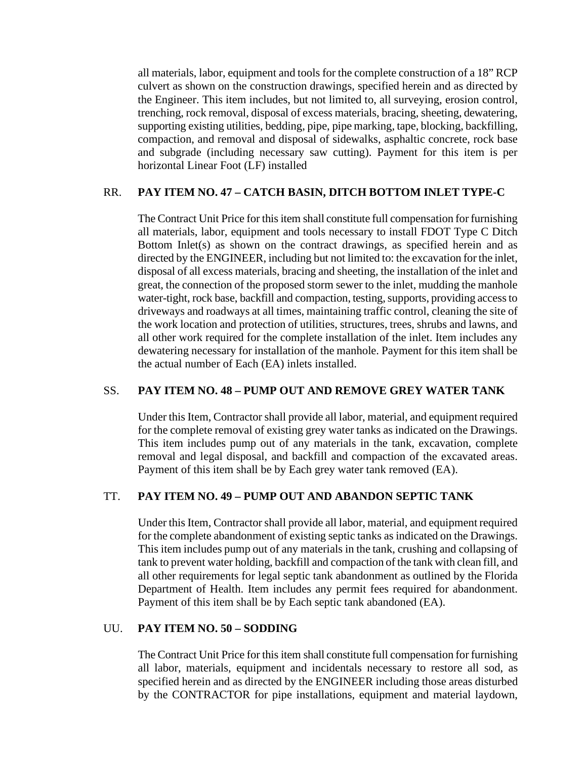all materials, labor, equipment and tools for the complete construction of a 18" RCP culvert as shown on the construction drawings, specified herein and as directed by the Engineer. This item includes, but not limited to, all surveying, erosion control, trenching, rock removal, disposal of excess materials, bracing, sheeting, dewatering, supporting existing utilities, bedding, pipe, pipe marking, tape, blocking, backfilling, compaction, and removal and disposal of sidewalks, asphaltic concrete, rock base and subgrade (including necessary saw cutting). Payment for this item is per horizontal Linear Foot (LF) installed

RR. **PAY ITEM NO. 47 – CATCH BASIN, DITCH BOTTOM INLET TYPE-C**

The Contract Unit Price for this item shall constitute full compensation for furnishing all materials, labor, equipment and tools necessary to install FDOT Type C Ditch Bottom Inlet(s) as shown on the contract drawings, as specified herein and as directed by the ENGINEER, including but not limited to: the excavation for the inlet, disposal of all excess materials, bracing and sheeting, the installation of the inlet and great, the connection of the proposed storm sewer to the inlet, mudding the manhole water-tight, rock base, backfill and compaction, testing, supports, providing access to driveways and roadways at all times, maintaining traffic control, cleaning the site of the work location and protection of utilities, structures, trees, shrubs and lawns, and all other work required for the complete installation of the inlet. Item includes any dewatering necessary for installation of the manhole. Payment for this item shall be the actual number of Each (EA) inlets installed.

SS. **PAY ITEM NO. 48 – PUMP OUT AND REMOVE GREY WATER TANK**

Under this Item, Contractor shall provide all labor, material, and equipment required for the complete removal of existing grey water tanks as indicated on the Drawings. This item includes pump out of any materials in the tank, excavation, complete removal and legal disposal, and backfill and compaction of the excavated areas. Payment of this item shall be by Each grey water tank removed (EA).

TT. **PAY ITEM NO. 49 – PUMP OUT AND ABANDON SEPTIC TANK**

Under this Item, Contractor shall provide all labor, material, and equipment required for the complete abandonment of existing septic tanks as indicated on the Drawings. This item includes pump out of any materials in the tank, crushing and collapsing of tank to prevent water holding, backfill and compaction of the tank with clean fill, and all other requirements for legal septic tank abandonment as outlined by the Florida Department of Health. Item includes any permit fees required for abandonment. Payment of this item shall be by Each septic tank abandoned (EA).

UU. **PAY ITEM NO. 50 – SODDING**

The Contract Unit Price for this item shall constitute full compensation for furnishing all labor, materials, equipment and incidentals necessary to restore all sod, as specified herein and as directed by the ENGINEER including those areas disturbed by the CONTRACTOR for pipe installations, equipment and material laydown,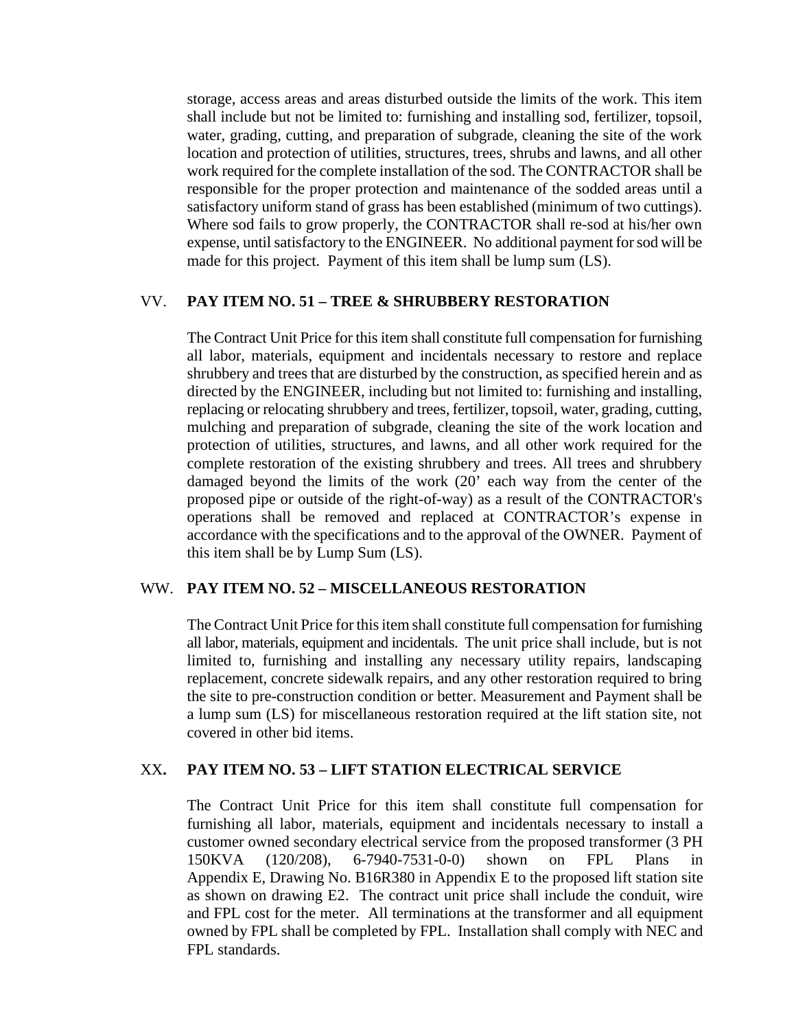storage, access areas and areas disturbed outside the limits of the work. This item shall include but not be limited to: furnishing and installing sod, fertilizer, topsoil, water, grading, cutting, and preparation of subgrade, cleaning the site of the work location and protection of utilities, structures, trees, shrubs and lawns, and all other work required for the complete installation of the sod. The CONTRACTOR shall be responsible for the proper protection and maintenance of the sodded areas until a satisfactory uniform stand of grass has been established (minimum of two cuttings). Where sod fails to grow properly, the CONTRACTOR shall re-sod at his/her own expense, until satisfactory to the ENGINEER. No additional payment for sod will be made for this project. Payment of this item shall be lump sum (LS).

VV. **PAY ITEM NO. 51 – TREE & SHRUBBERY RESTORATION**

The Contract Unit Price for this item shall constitute full compensation for furnishing all labor, materials, equipment and incidentals necessary to restore and replace shrubbery and trees that are disturbed by the construction, as specified herein and as directed by the ENGINEER, including but not limited to: furnishing and installing, replacing or relocating shrubbery and trees, fertilizer, topsoil, water, grading, cutting, mulching and preparation of subgrade, cleaning the site of the work location and protection of utilities, structures, and lawns, and all other work required for the complete restoration of the existing shrubbery and trees. All trees and shrubbery damaged beyond the limits of the work (20' each way from the center of the proposed pipe or outside of the right-of-way) as a result of the CONTRACTOR's operations shall be removed and replaced at CONTRACTOR's expense in accordance with the specifications and to the approval of the OWNER. Payment of this item shall be by Lump Sum (LS).

WW. **PAY ITEM NO. 52 – MISCELLANEOUS RESTORATION**

The Contract Unit Price for this item shall constitute full compensation for furnishing all labor, materials, equipment and incidentals. The unit price shall include, but is not limited to, furnishing and installing any necessary utility repairs, landscaping replacement, concrete sidewalk repairs, and any other restoration required to bring the site to pre-construction condition or better. Measurement and Payment shall be a lump sum (LS) for miscellaneous restoration required at the lift station site, not covered in other bid items.

XX**. PAY ITEM NO. 53 – LIFT STATION ELECTRICAL SERVICE**

The Contract Unit Price for this item shall constitute full compensation for furnishing all labor, materials, equipment and incidentals necessary to install a customer owned secondary electrical service from the proposed transformer (3 PH 150KVA (120/208), 6-7940-7531-0-0) shown on FPL Plans in Appendix E, Drawing No. B16R380 in Appendix E to the proposed lift station site as shown on drawing E2. The contract unit price shall include the conduit, wire and FPL cost for the meter. All terminations at the transformer and all equipment owned by FPL shall be completed by FPL. Installation shall comply with NEC and FPL standards.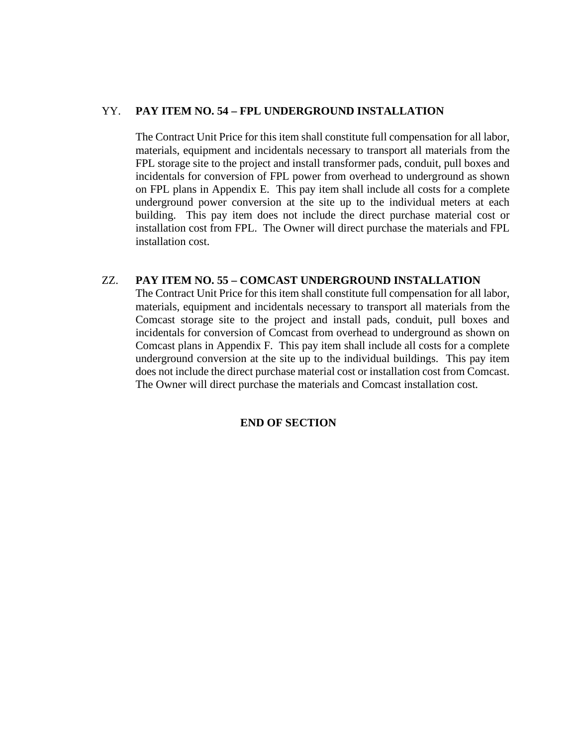YY. **PAY ITEM NO. 54 – FPL UNDERGROUND INSTALLATION**

The Contract Unit Price for this item shall constitute full compensation for all labor, materials, equipment and incidentals necessary to transport all materials from the FPL storage site to the project and install transformer pads, conduit, pull boxes and incidentals for conversion of FPL power from overhead to underground as shown on FPL plans in Appendix E. This pay item shall include all costs for a complete underground power conversion at the site up to the individual meters at each building. This pay item does not include the direct purchase material cost or installation cost from FPL. The Owner will direct purchase the materials and FPL installation cost.

ZZ. **PAY ITEM NO. 55 – COMCAST UNDERGROUND INSTALLATION**

The Contract Unit Price for this item shall constitute full compensation for all labor, materials, equipment and incidentals necessary to transport all materials from the Comcast storage site to the project and install pads, conduit, pull boxes and incidentals for conversion of Comcast from overhead to underground as shown on Comcast plans in Appendix F. This pay item shall include all costs for a complete underground conversion at the site up to the individual buildings. This pay item does not include the direct purchase material cost or installation cost from Comcast. The Owner will direct purchase the materials and Comcast installation cost.

**END OF SECTION**